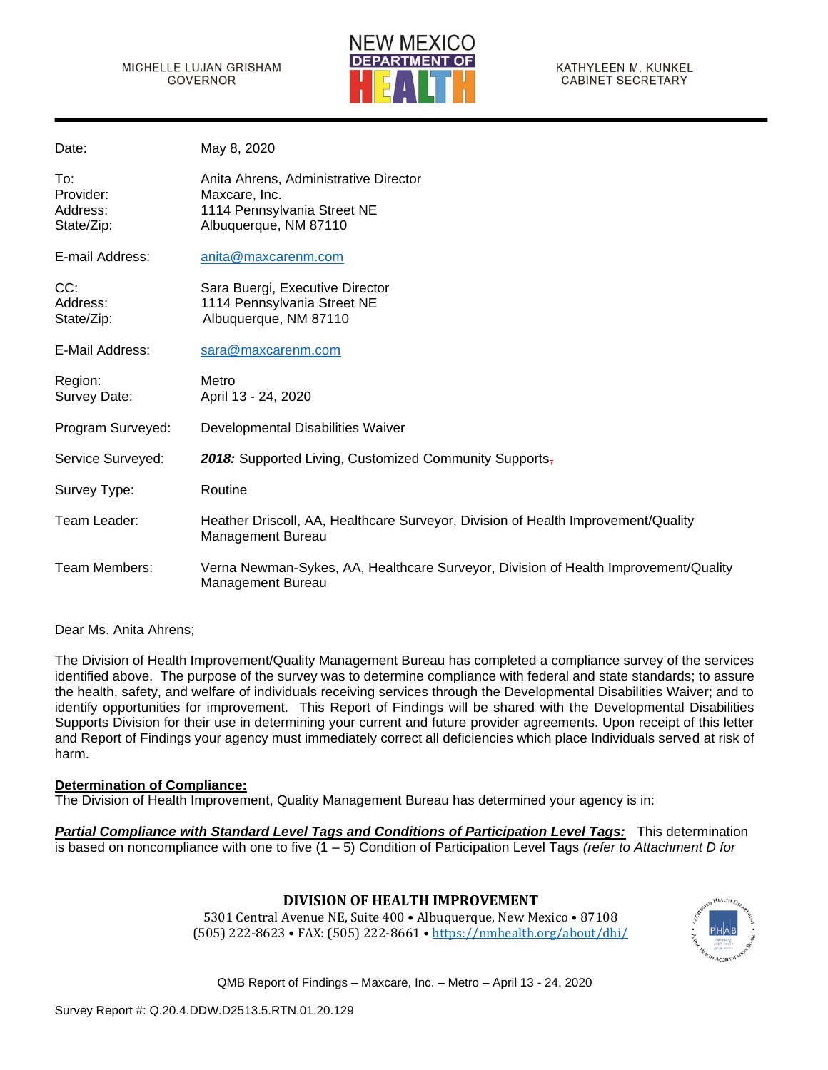MICHELLE LUJAN GRISHAM
GOVERNOR

NEW MEXICO DEPARTMENT OF HEALTH

KATHYLEEN M. KUNKEL
CABINET SECRETARY

| | |
|---|---|
| Date: | May 8, 2020 |
| To: | Anita Ahrens, Administrative Director |
| Provider: | Maxcare, Inc. |
| Address: | 1114 Pennsylvania Street NE |
| State/Zip: | Albuquerque, NM 87110 |
| E-mail Address: | anita@maxcarenm.com |
| CC: | Sara Buergi, Executive Director |
| Address: | 1114 Pennsylvania Street NE |
| State/Zip: | Albuquerque, NM 87110 |
| E-Mail Address: | sara@maxcarenm.com |
| Region: | Metro |
| Survey Date: | April 13 - 24, 2020 |
| Program Surveyed: | Developmental Disabilities Waiver |
| Service Surveyed: | ***2018:*** Supported Living, Customized Community Supports, |
| Survey Type: | Routine |
| Team Leader: | Heather Driscoll, AA, Healthcare Surveyor, Division of Health Improvement/Quality Management Bureau |
| Team Members: | Verna Newman-Sykes, AA, Healthcare Surveyor, Division of Health Improvement/Quality Management Bureau |

Dear Ms. Anita Ahrens;

The Division of Health Improvement/Quality Management Bureau has completed a compliance survey of the services identified above. The purpose of the survey was to determine compliance with federal and state standards; to assure the health, safety, and welfare of individuals receiving services through the Developmental Disabilities Waiver; and to identify opportunities for improvement. This Report of Findings will be shared with the Developmental Disabilities Supports Division for their use in determining your current and future provider agreements. Upon receipt of this letter and Report of Findings your agency must immediately correct all deficiencies which place Individuals served at risk of harm.

**Determination of Compliance:**
The Division of Health Improvement, Quality Management Bureau has determined your agency is in:

***Partial Compliance with Standard Level Tags and Conditions of Participation Level Tags:*** This determination is based on noncompliance with one to five (1 – 5) Condition of Participation Level Tags *(refer to Attachment D for*

**DIVISION OF HEALTH IMPROVEMENT**
5301 Central Avenue NE, Suite 400 • Albuquerque, New Mexico • 87108
(505) 222-8623 • FAX: (505) 222-8661 • https://nmhealth.org/about/dhi/

Survey Report #: Q.20.4.DDW.D2513.5.RTN.01.20.129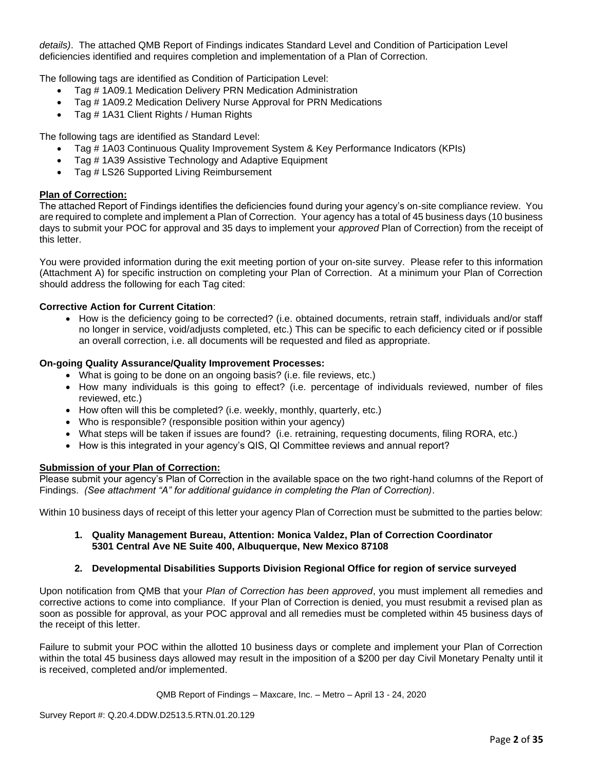*details)*. The attached QMB Report of Findings indicates Standard Level and Condition of Participation Level deficiencies identified and requires completion and implementation of a Plan of Correction.

The following tags are identified as Condition of Participation Level:

- Tag # 1A09.1 Medication Delivery PRN Medication Administration
- Tag # 1A09.2 Medication Delivery Nurse Approval for PRN Medications
- Tag # 1A31 Client Rights / Human Rights

The following tags are identified as Standard Level:

- Tag # 1A03 Continuous Quality Improvement System & Key Performance Indicators (KPIs)
- Tag # 1A39 Assistive Technology and Adaptive Equipment
- Tag # LS26 Supported Living Reimbursement

**Plan of Correction:**

The attached Report of Findings identifies the deficiencies found during your agency's on-site compliance review. You are required to complete and implement a Plan of Correction. Your agency has a total of 45 business days (10 business days to submit your POC for approval and 35 days to implement your *approved* Plan of Correction) from the receipt of this letter.

You were provided information during the exit meeting portion of your on-site survey. Please refer to this information (Attachment A) for specific instruction on completing your Plan of Correction. At a minimum your Plan of Correction should address the following for each Tag cited:

**Corrective Action for Current Citation**:

- How is the deficiency going to be corrected? (i.e. obtained documents, retrain staff, individuals and/or staff no longer in service, void/adjusts completed, etc.) This can be specific to each deficiency cited or if possible an overall correction, i.e. all documents will be requested and filed as appropriate.

**On-going Quality Assurance/Quality Improvement Processes:**

- What is going to be done on an ongoing basis? (i.e. file reviews, etc.)
- How many individuals is this going to effect? (i.e. percentage of individuals reviewed, number of files reviewed, etc.)
- How often will this be completed? (i.e. weekly, monthly, quarterly, etc.)
- Who is responsible? (responsible position within your agency)
- What steps will be taken if issues are found? (i.e. retraining, requesting documents, filing RORA, etc.)
- How is this integrated in your agency's QIS, QI Committee reviews and annual report?

**Submission of your Plan of Correction:**

Please submit your agency's Plan of Correction in the available space on the two right-hand columns of the Report of Findings. *(See attachment "A" for additional guidance in completing the Plan of Correction)*.

Within 10 business days of receipt of this letter your agency Plan of Correction must be submitted to the parties below:

1. **Quality Management Bureau, Attention: Monica Valdez, Plan of Correction Coordinator 5301 Central Ave NE Suite 400, Albuquerque, New Mexico 87108**

2. **Developmental Disabilities Supports Division Regional Office for region of service surveyed**

Upon notification from QMB that your *Plan of Correction has been approved*, you must implement all remedies and corrective actions to come into compliance. If your Plan of Correction is denied, you must resubmit a revised plan as soon as possible for approval, as your POC approval and all remedies must be completed within 45 business days of the receipt of this letter.

Failure to submit your POC within the allotted 10 business days or complete and implement your Plan of Correction within the total 45 business days allowed may result in the imposition of a $200 per day Civil Monetary Penalty until it is received, completed and/or implemented.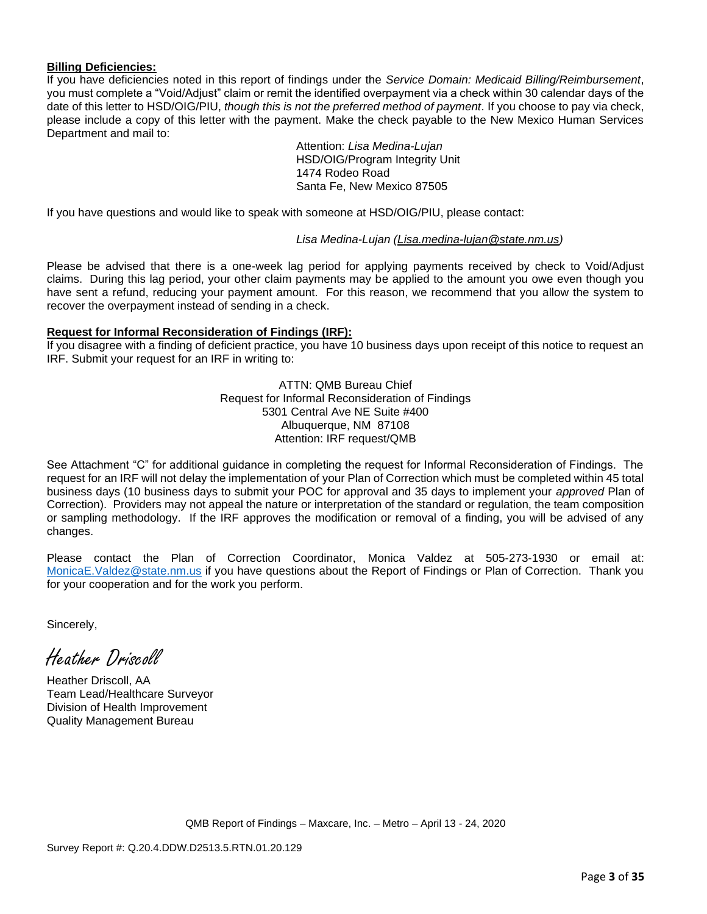**Billing Deficiencies:**

If you have deficiencies noted in this report of findings under the *Service Domain: Medicaid Billing/Reimbursement*, you must complete a "Void/Adjust" claim or remit the identified overpayment via a check within 30 calendar days of the date of this letter to HSD/OIG/PIU, *though this is not the preferred method of payment*. If you choose to pay via check, please include a copy of this letter with the payment. Make the check payable to the New Mexico Human Services Department and mail to:

Attention: *Lisa Medina-Lujan*
HSD/OIG/Program Integrity Unit
1474 Rodeo Road
Santa Fe, New Mexico 87505

If you have questions and would like to speak with someone at HSD/OIG/PIU, please contact:

*Lisa Medina-Lujan (Lisa.medina-lujan@state.nm.us)*

Please be advised that there is a one-week lag period for applying payments received by check to Void/Adjust claims. During this lag period, your other claim payments may be applied to the amount you owe even though you have sent a refund, reducing your payment amount. For this reason, we recommend that you allow the system to recover the overpayment instead of sending in a check.

**Request for Informal Reconsideration of Findings (IRF):**

If you disagree with a finding of deficient practice, you have 10 business days upon receipt of this notice to request an IRF. Submit your request for an IRF in writing to:

ATTN: QMB Bureau Chief
Request for Informal Reconsideration of Findings
5301 Central Ave NE Suite #400
Albuquerque, NM 87108
Attention: IRF request/QMB

See Attachment "C" for additional guidance in completing the request for Informal Reconsideration of Findings. The request for an IRF will not delay the implementation of your Plan of Correction which must be completed within 45 total business days (10 business days to submit your POC for approval and 35 days to implement your *approved* Plan of Correction). Providers may not appeal the nature or interpretation of the standard or regulation, the team composition or sampling methodology. If the IRF approves the modification or removal of a finding, you will be advised of any changes.

Please contact the Plan of Correction Coordinator, Monica Valdez at 505-273-1930 or email at: MonicaE.Valdez@state.nm.us if you have questions about the Report of Findings or Plan of Correction. Thank you for your cooperation and for the work you perform.

Sincerely,

*Heather Driscoll*

Heather Driscoll, AA
Team Lead/Healthcare Surveyor
Division of Health Improvement
Quality Management Bureau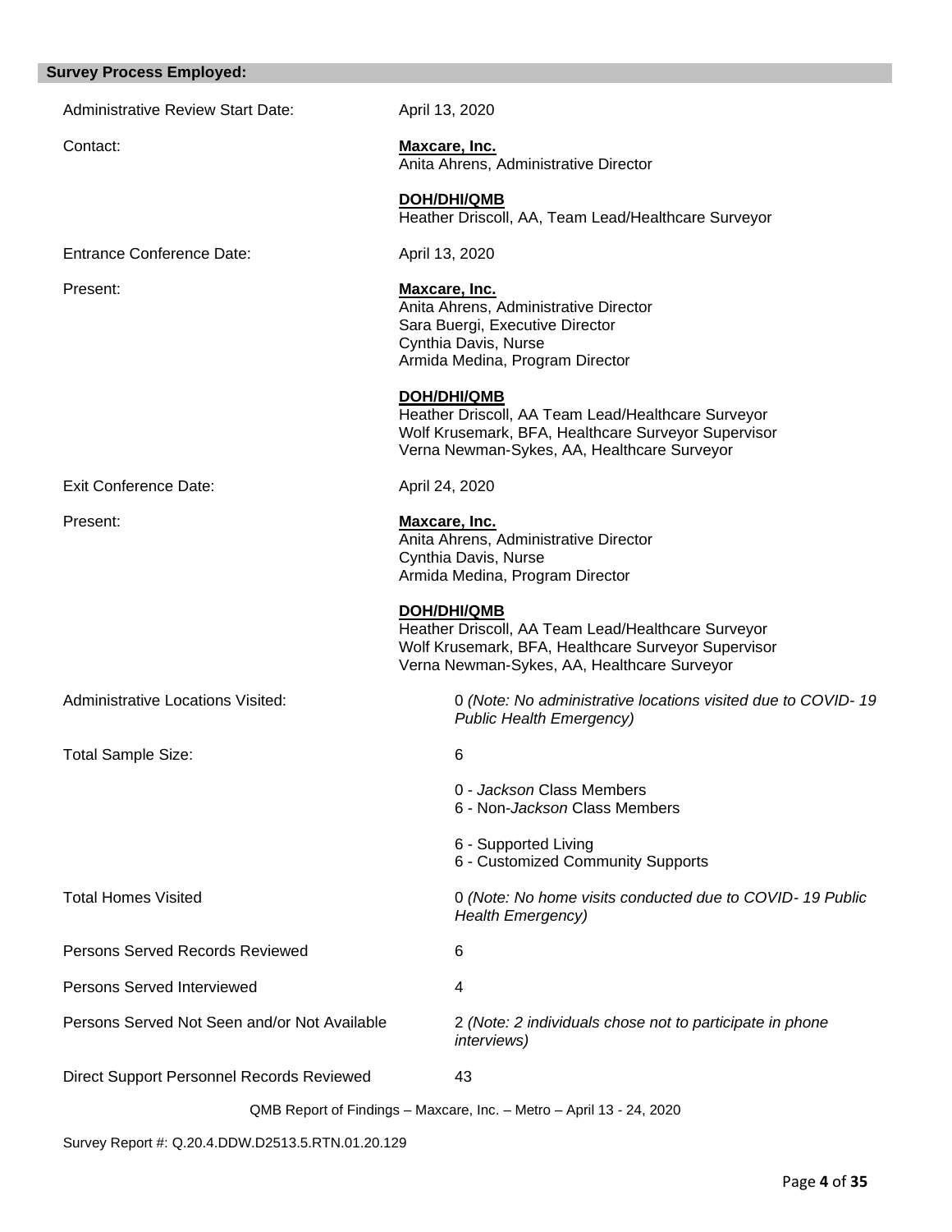## Survey Process Employed:

| | |
|---|---|
| Administrative Review Start Date: | April 13, 2020 |
| Contact: | **Maxcare, Inc.**<br>Anita Ahrens, Administrative Director<br><br>**DOH/DHI/QMB**<br>Heather Driscoll, AA, Team Lead/Healthcare Surveyor |
| Entrance Conference Date: | April 13, 2020 |
| Present: | **Maxcare, Inc.**<br>Anita Ahrens, Administrative Director<br>Sara Buergi, Executive Director<br>Cynthia Davis, Nurse<br>Armida Medina, Program Director<br><br>**DOH/DHI/QMB**<br>Heather Driscoll, AA Team Lead/Healthcare Surveyor<br>Wolf Krusemark, BFA, Healthcare Surveyor Supervisor<br>Verna Newman-Sykes, AA, Healthcare Surveyor |
| Exit Conference Date: | April 24, 2020 |
| Present: | **Maxcare, Inc.**<br>Anita Ahrens, Administrative Director<br>Cynthia Davis, Nurse<br>Armida Medina, Program Director<br><br>**DOH/DHI/QMB**<br>Heather Driscoll, AA Team Lead/Healthcare Surveyor<br>Wolf Krusemark, BFA, Healthcare Surveyor Supervisor<br>Verna Newman-Sykes, AA, Healthcare Surveyor |
| Administrative Locations Visited: | 0 *(Note: No administrative locations visited due to COVID- 19 Public Health Emergency)* |
| Total Sample Size: | 6<br><br>0 - *Jackson* Class Members<br>6 - Non-*Jackson* Class Members<br><br>6 - Supported Living<br>6 - Customized Community Supports |
| Total Homes Visited | 0 *(Note: No home visits conducted due to COVID- 19 Public Health Emergency)* |
| Persons Served Records Reviewed | 6 |
| Persons Served Interviewed | 4 |
| Persons Served Not Seen and/or Not Available | 2 *(Note: 2 individuals chose not to participate in phone interviews)* |
| Direct Support Personnel Records Reviewed | 43 |

QMB Report of Findings – Maxcare, Inc. – Metro – April 13 - 24, 2020

Survey Report #: Q.20.4.DDW.D2513.5.RTN.01.20.129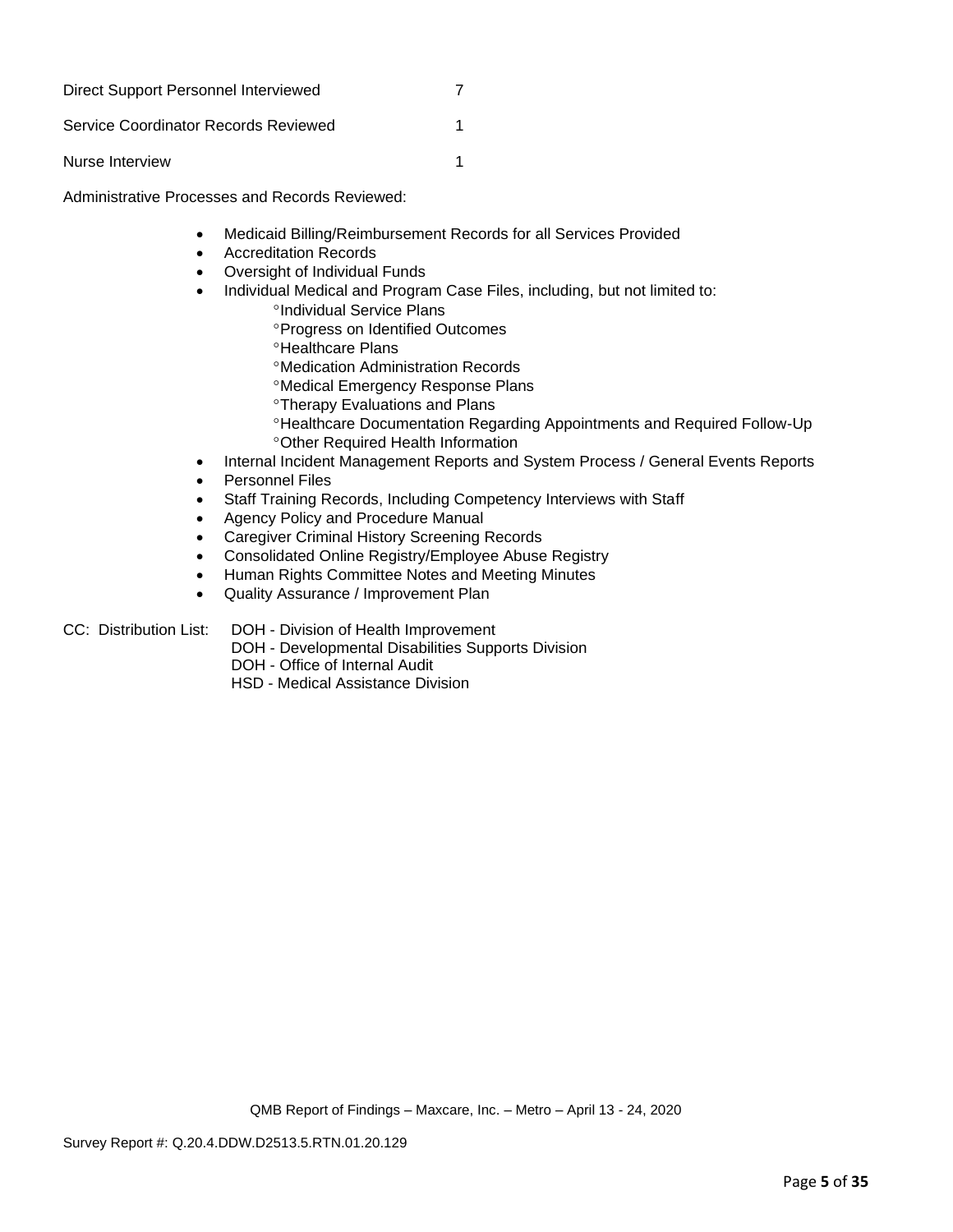| | |
|---|---|
| Direct Support Personnel Interviewed | 7 |
| Service Coordinator Records Reviewed | 1 |
| Nurse Interview | 1 |

Administrative Processes and Records Reviewed:

- Medicaid Billing/Reimbursement Records for all Services Provided
- Accreditation Records
- Oversight of Individual Funds
- Individual Medical and Program Case Files, including, but not limited to:
  - °Individual Service Plans
  - °Progress on Identified Outcomes
  - °Healthcare Plans
  - °Medication Administration Records
  - °Medical Emergency Response Plans
  - °Therapy Evaluations and Plans
  - °Healthcare Documentation Regarding Appointments and Required Follow-Up
  - °Other Required Health Information
- Internal Incident Management Reports and System Process / General Events Reports
- Personnel Files
- Staff Training Records, Including Competency Interviews with Staff
- Agency Policy and Procedure Manual
- Caregiver Criminal History Screening Records
- Consolidated Online Registry/Employee Abuse Registry
- Human Rights Committee Notes and Meeting Minutes
- Quality Assurance / Improvement Plan

CC: Distribution List: DOH - Division of Health Improvement
DOH - Developmental Disabilities Supports Division
DOH - Office of Internal Audit
HSD - Medical Assistance Division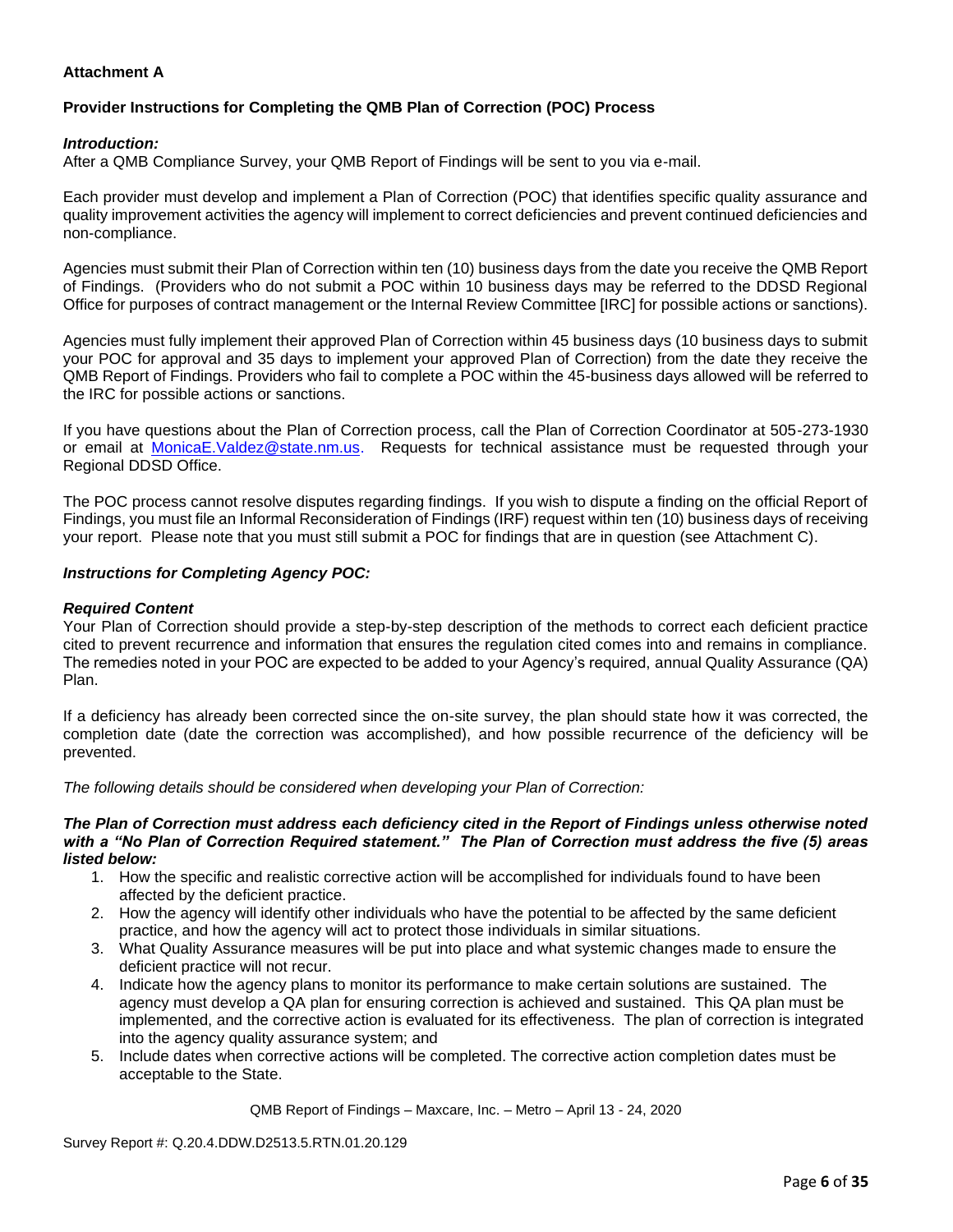**Attachment A**

**Provider Instructions for Completing the QMB Plan of Correction (POC) Process**

***Introduction:***
After a QMB Compliance Survey, your QMB Report of Findings will be sent to you via e-mail.

Each provider must develop and implement a Plan of Correction (POC) that identifies specific quality assurance and quality improvement activities the agency will implement to correct deficiencies and prevent continued deficiencies and non-compliance.

Agencies must submit their Plan of Correction within ten (10) business days from the date you receive the QMB Report of Findings. (Providers who do not submit a POC within 10 business days may be referred to the DDSD Regional Office for purposes of contract management or the Internal Review Committee [IRC] for possible actions or sanctions).

Agencies must fully implement their approved Plan of Correction within 45 business days (10 business days to submit your POC for approval and 35 days to implement your approved Plan of Correction) from the date they receive the QMB Report of Findings. Providers who fail to complete a POC within the 45-business days allowed will be referred to the IRC for possible actions or sanctions.

If you have questions about the Plan of Correction process, call the Plan of Correction Coordinator at 505-273-1930 or email at MonicaE.Valdez@state.nm.us. Requests for technical assistance must be requested through your Regional DDSD Office.

The POC process cannot resolve disputes regarding findings. If you wish to dispute a finding on the official Report of Findings, you must file an Informal Reconsideration of Findings (IRF) request within ten (10) business days of receiving your report. Please note that you must still submit a POC for findings that are in question (see Attachment C).

***Instructions for Completing Agency POC:***

***Required Content***
Your Plan of Correction should provide a step-by-step description of the methods to correct each deficient practice cited to prevent recurrence and information that ensures the regulation cited comes into and remains in compliance. The remedies noted in your POC are expected to be added to your Agency's required, annual Quality Assurance (QA) Plan.

If a deficiency has already been corrected since the on-site survey, the plan should state how it was corrected, the completion date (date the correction was accomplished), and how possible recurrence of the deficiency will be prevented.

*The following details should be considered when developing your Plan of Correction:*

***The Plan of Correction must address each deficiency cited in the Report of Findings unless otherwise noted with a "No Plan of Correction Required statement." The Plan of Correction must address the five (5) areas listed below:***

1. How the specific and realistic corrective action will be accomplished for individuals found to have been affected by the deficient practice.
2. How the agency will identify other individuals who have the potential to be affected by the same deficient practice, and how the agency will act to protect those individuals in similar situations.
3. What Quality Assurance measures will be put into place and what systemic changes made to ensure the deficient practice will not recur.
4. Indicate how the agency plans to monitor its performance to make certain solutions are sustained. The agency must develop a QA plan for ensuring correction is achieved and sustained. This QA plan must be implemented, and the corrective action is evaluated for its effectiveness. The plan of correction is integrated into the agency quality assurance system; and
5. Include dates when corrective actions will be completed. The corrective action completion dates must be acceptable to the State.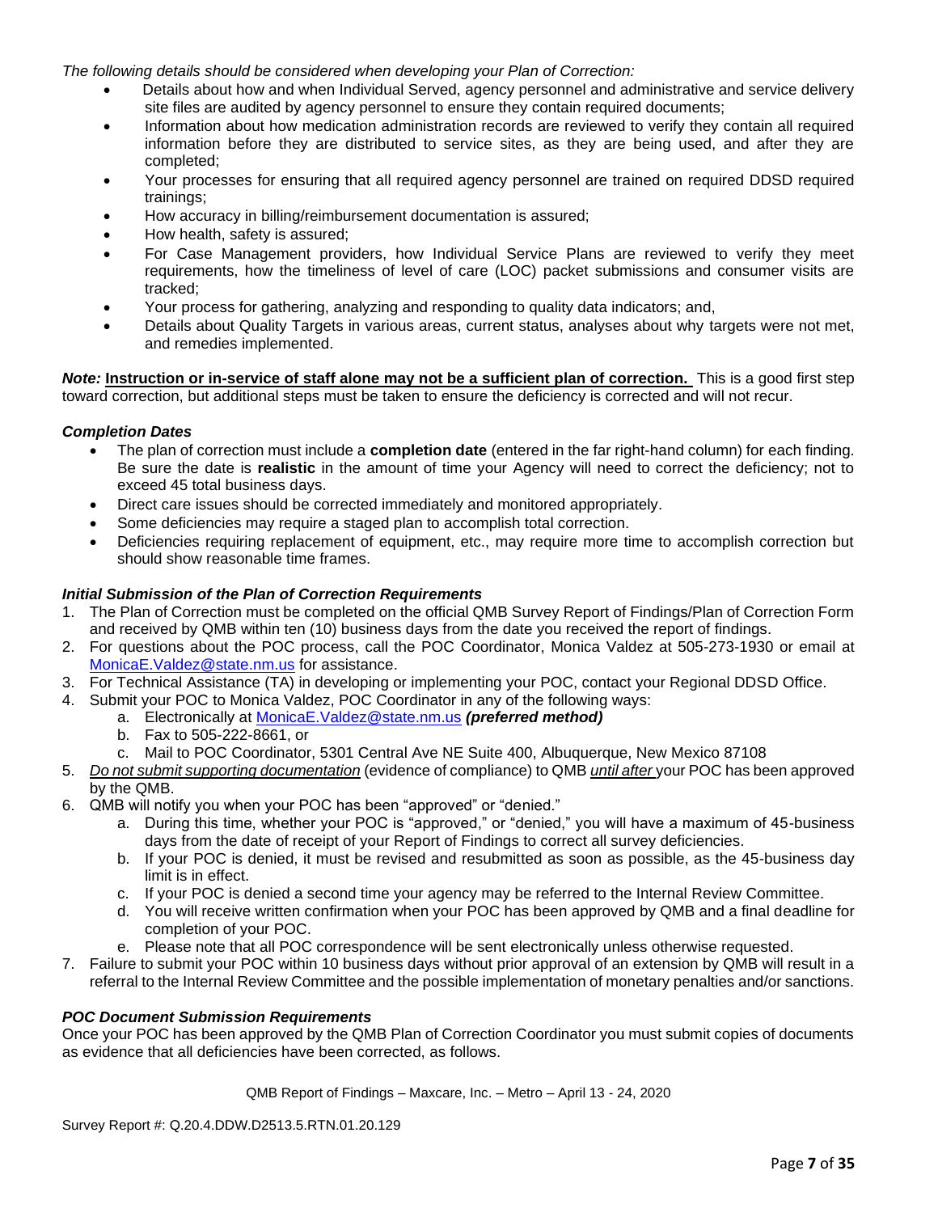*The following details should be considered when developing your Plan of Correction:*

- Details about how and when Individual Served, agency personnel and administrative and service delivery site files are audited by agency personnel to ensure they contain required documents;
- Information about how medication administration records are reviewed to verify they contain all required information before they are distributed to service sites, as they are being used, and after they are completed;
- Your processes for ensuring that all required agency personnel are trained on required DDSD required trainings;
- How accuracy in billing/reimbursement documentation is assured;
- How health, safety is assured;
- For Case Management providers, how Individual Service Plans are reviewed to verify they meet requirements, how the timeliness of level of care (LOC) packet submissions and consumer visits are tracked;
- Your process for gathering, analyzing and responding to quality data indicators; and,
- Details about Quality Targets in various areas, current status, analyses about why targets were not met, and remedies implemented.

***Note:*** **<u>Instruction or in-service of staff alone may not be a sufficient plan of correction.</u>** This is a good first step toward correction, but additional steps must be taken to ensure the deficiency is corrected and will not recur.

***Completion Dates***

- The plan of correction must include a **completion date** (entered in the far right-hand column) for each finding. Be sure the date is **realistic** in the amount of time your Agency will need to correct the deficiency; not to exceed 45 total business days.
- Direct care issues should be corrected immediately and monitored appropriately.
- Some deficiencies may require a staged plan to accomplish total correction.
- Deficiencies requiring replacement of equipment, etc., may require more time to accomplish correction but should show reasonable time frames.

***Initial Submission of the Plan of Correction Requirements***

1. The Plan of Correction must be completed on the official QMB Survey Report of Findings/Plan of Correction Form and received by QMB within ten (10) business days from the date you received the report of findings.
2. For questions about the POC process, call the POC Coordinator, Monica Valdez at 505-273-1930 or email at MonicaE.Valdez@state.nm.us for assistance.
3. For Technical Assistance (TA) in developing or implementing your POC, contact your Regional DDSD Office.
4. Submit your POC to Monica Valdez, POC Coordinator in any of the following ways:
   a. Electronically at MonicaE.Valdez@state.nm.us ***(preferred method)***
   b. Fax to 505-222-8661, or
   c. Mail to POC Coordinator, 5301 Central Ave NE Suite 400, Albuquerque, New Mexico 87108
5. *<u>Do not submit supporting documentation</u>* (evidence of compliance) to QMB *<u>until after</u>* your POC has been approved by the QMB.
6. QMB will notify you when your POC has been "approved" or "denied."
   a. During this time, whether your POC is "approved," or "denied," you will have a maximum of 45-business days from the date of receipt of your Report of Findings to correct all survey deficiencies.
   b. If your POC is denied, it must be revised and resubmitted as soon as possible, as the 45-business day limit is in effect.
   c. If your POC is denied a second time your agency may be referred to the Internal Review Committee.
   d. You will receive written confirmation when your POC has been approved by QMB and a final deadline for completion of your POC.
   e. Please note that all POC correspondence will be sent electronically unless otherwise requested.
7. Failure to submit your POC within 10 business days without prior approval of an extension by QMB will result in a referral to the Internal Review Committee and the possible implementation of monetary penalties and/or sanctions.

***POC Document Submission Requirements***

Once your POC has been approved by the QMB Plan of Correction Coordinator you must submit copies of documents as evidence that all deficiencies have been corrected, as follows.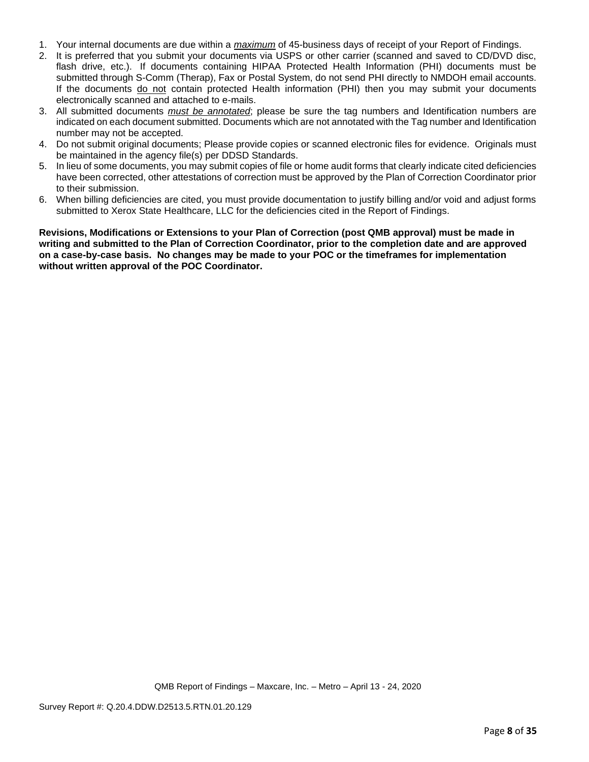1. Your internal documents are due within a ***maximum*** of 45-business days of receipt of your Report of Findings.
2. It is preferred that you submit your documents via USPS or other carrier (scanned and saved to CD/DVD disc, flash drive, etc.). If documents containing HIPAA Protected Health Information (PHI) documents must be submitted through S-Comm (Therap), Fax or Postal System, do not send PHI directly to NMDOH email accounts. If the documents do not contain protected Health information (PHI) then you may submit your documents electronically scanned and attached to e-mails.
3. All submitted documents ***must be annotated***; please be sure the tag numbers and Identification numbers are indicated on each document submitted. Documents which are not annotated with the Tag number and Identification number may not be accepted.
4. Do not submit original documents; Please provide copies or scanned electronic files for evidence. Originals must be maintained in the agency file(s) per DDSD Standards.
5. In lieu of some documents, you may submit copies of file or home audit forms that clearly indicate cited deficiencies have been corrected, other attestations of correction must be approved by the Plan of Correction Coordinator prior to their submission.
6. When billing deficiencies are cited, you must provide documentation to justify billing and/or void and adjust forms submitted to Xerox State Healthcare, LLC for the deficiencies cited in the Report of Findings.

**Revisions, Modifications or Extensions to your Plan of Correction (post QMB approval) must be made in writing and submitted to the Plan of Correction Coordinator, prior to the completion date and are approved on a case-by-case basis. No changes may be made to your POC or the timeframes for implementation without written approval of the POC Coordinator.**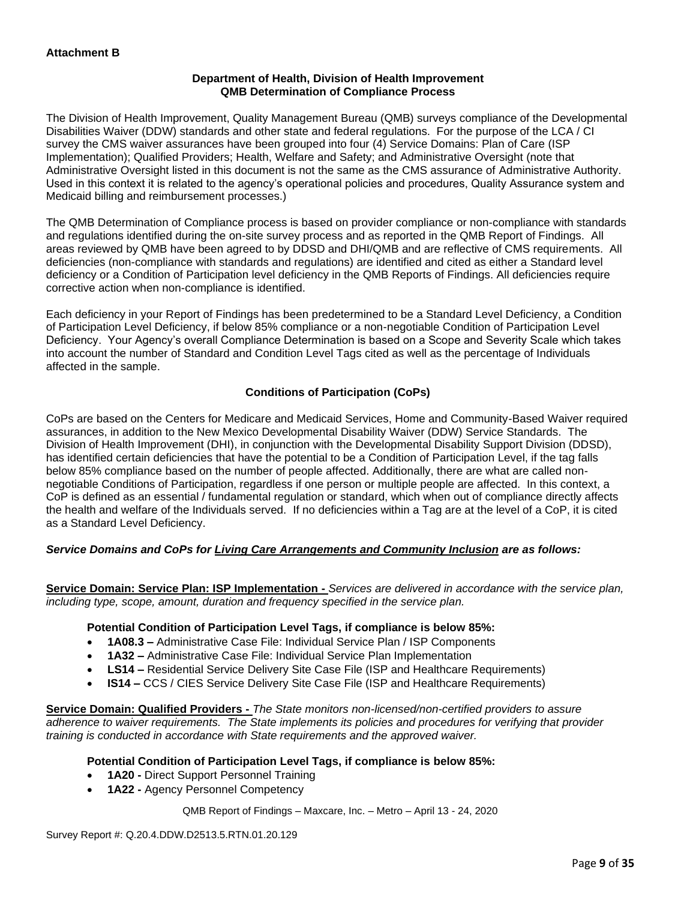**Attachment B**

**Department of Health, Division of Health Improvement**
**QMB Determination of Compliance Process**

The Division of Health Improvement, Quality Management Bureau (QMB) surveys compliance of the Developmental Disabilities Waiver (DDW) standards and other state and federal regulations. For the purpose of the LCA / CI survey the CMS waiver assurances have been grouped into four (4) Service Domains: Plan of Care (ISP Implementation); Qualified Providers; Health, Welfare and Safety; and Administrative Oversight (note that Administrative Oversight listed in this document is not the same as the CMS assurance of Administrative Authority. Used in this context it is related to the agency's operational policies and procedures, Quality Assurance system and Medicaid billing and reimbursement processes.)

The QMB Determination of Compliance process is based on provider compliance or non-compliance with standards and regulations identified during the on-site survey process and as reported in the QMB Report of Findings. All areas reviewed by QMB have been agreed to by DDSD and DHI/QMB and are reflective of CMS requirements. All deficiencies (non-compliance with standards and regulations) are identified and cited as either a Standard level deficiency or a Condition of Participation level deficiency in the QMB Reports of Findings. All deficiencies require corrective action when non-compliance is identified.

Each deficiency in your Report of Findings has been predetermined to be a Standard Level Deficiency, a Condition of Participation Level Deficiency, if below 85% compliance or a non-negotiable Condition of Participation Level Deficiency. Your Agency's overall Compliance Determination is based on a Scope and Severity Scale which takes into account the number of Standard and Condition Level Tags cited as well as the percentage of Individuals affected in the sample.

**Conditions of Participation (CoPs)**

CoPs are based on the Centers for Medicare and Medicaid Services, Home and Community-Based Waiver required assurances, in addition to the New Mexico Developmental Disability Waiver (DDW) Service Standards. The Division of Health Improvement (DHI), in conjunction with the Developmental Disability Support Division (DDSD), has identified certain deficiencies that have the potential to be a Condition of Participation Level, if the tag falls below 85% compliance based on the number of people affected. Additionally, there are what are called non-negotiable Conditions of Participation, regardless if one person or multiple people are affected. In this context, a CoP is defined as an essential / fundamental regulation or standard, which when out of compliance directly affects the health and welfare of the Individuals served. If no deficiencies within a Tag are at the level of a CoP, it is cited as a Standard Level Deficiency.

***Service Domains and CoPs for Living Care Arrangements and Community Inclusion are as follows:***

**Service Domain: Service Plan: ISP Implementation -** *Services are delivered in accordance with the service plan, including type, scope, amount, duration and frequency specified in the service plan.*

**Potential Condition of Participation Level Tags, if compliance is below 85%:**

- **1A08.3 –** Administrative Case File: Individual Service Plan / ISP Components
- **1A32 –** Administrative Case File: Individual Service Plan Implementation
- **LS14 –** Residential Service Delivery Site Case File (ISP and Healthcare Requirements)
- **IS14 –** CCS / CIES Service Delivery Site Case File (ISP and Healthcare Requirements)

**Service Domain: Qualified Providers -** *The State monitors non-licensed/non-certified providers to assure adherence to waiver requirements. The State implements its policies and procedures for verifying that provider training is conducted in accordance with State requirements and the approved waiver.*

**Potential Condition of Participation Level Tags, if compliance is below 85%:**

- **1A20 -** Direct Support Personnel Training
- **1A22 -** Agency Personnel Competency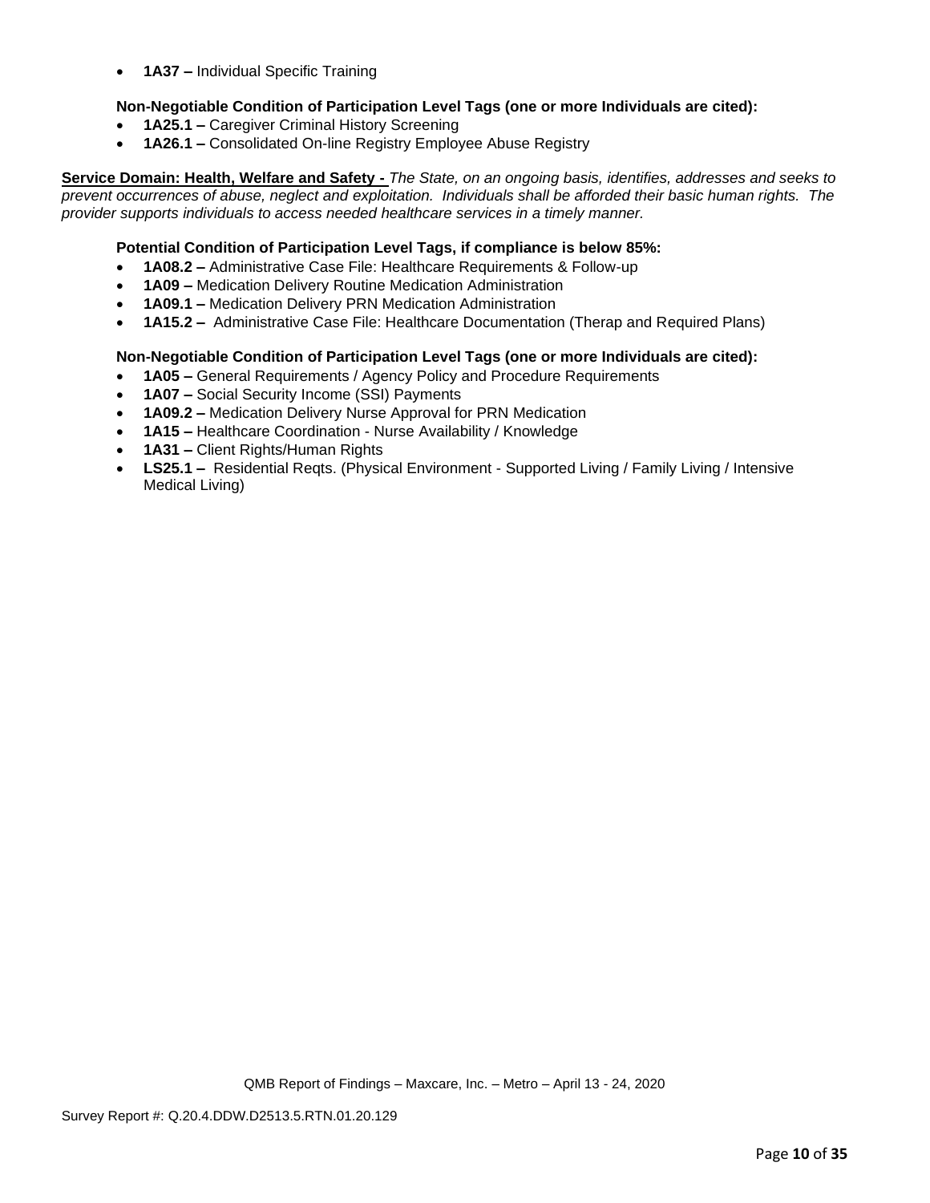- **1A37 –** Individual Specific Training

**Non-Negotiable Condition of Participation Level Tags (one or more Individuals are cited):**

- **1A25.1 –** Caregiver Criminal History Screening
- **1A26.1 –** Consolidated On-line Registry Employee Abuse Registry

**Service Domain: Health, Welfare and Safety -** *The State, on an ongoing basis, identifies, addresses and seeks to prevent occurrences of abuse, neglect and exploitation. Individuals shall be afforded their basic human rights. The provider supports individuals to access needed healthcare services in a timely manner.*

**Potential Condition of Participation Level Tags, if compliance is below 85%:**

- **1A08.2 –** Administrative Case File: Healthcare Requirements & Follow-up
- **1A09 –** Medication Delivery Routine Medication Administration
- **1A09.1 –** Medication Delivery PRN Medication Administration
- **1A15.2 –** Administrative Case File: Healthcare Documentation (Therap and Required Plans)

**Non-Negotiable Condition of Participation Level Tags (one or more Individuals are cited):**

- **1A05 –** General Requirements / Agency Policy and Procedure Requirements
- **1A07 –** Social Security Income (SSI) Payments
- **1A09.2 –** Medication Delivery Nurse Approval for PRN Medication
- **1A15 –** Healthcare Coordination - Nurse Availability / Knowledge
- **1A31 –** Client Rights/Human Rights
- **LS25.1 –** Residential Reqts. (Physical Environment - Supported Living / Family Living / Intensive Medical Living)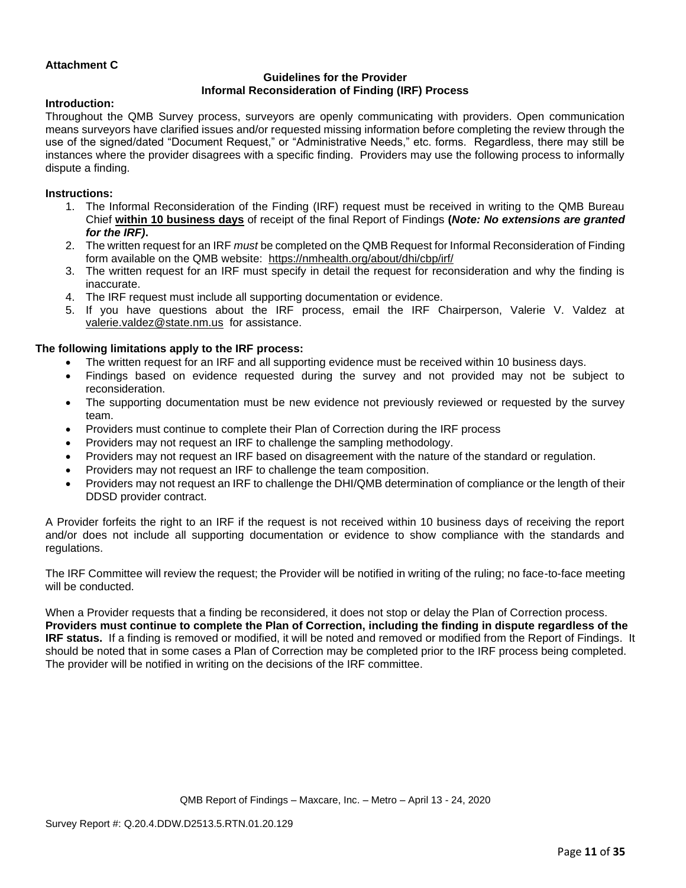**Attachment C**

**Guidelines for the Provider**
**Informal Reconsideration of Finding (IRF) Process**

**Introduction:**

Throughout the QMB Survey process, surveyors are openly communicating with providers. Open communication means surveyors have clarified issues and/or requested missing information before completing the review through the use of the signed/dated "Document Request," or "Administrative Needs," etc. forms. Regardless, there may still be instances where the provider disagrees with a specific finding. Providers may use the following process to informally dispute a finding.

**Instructions:**

1. The Informal Reconsideration of the Finding (IRF) request must be received in writing to the QMB Bureau Chief **within 10 business days** of receipt of the final Report of Findings **(*Note: No extensions are granted for the IRF)*.**
2. The written request for an IRF *must* be completed on the QMB Request for Informal Reconsideration of Finding form available on the QMB website: https://nmhealth.org/about/dhi/cbp/irf/
3. The written request for an IRF must specify in detail the request for reconsideration and why the finding is inaccurate.
4. The IRF request must include all supporting documentation or evidence.
5. If you have questions about the IRF process, email the IRF Chairperson, Valerie V. Valdez at valerie.valdez@state.nm.us for assistance.

**The following limitations apply to the IRF process:**

- The written request for an IRF and all supporting evidence must be received within 10 business days.
- Findings based on evidence requested during the survey and not provided may not be subject to reconsideration.
- The supporting documentation must be new evidence not previously reviewed or requested by the survey team.
- Providers must continue to complete their Plan of Correction during the IRF process
- Providers may not request an IRF to challenge the sampling methodology.
- Providers may not request an IRF based on disagreement with the nature of the standard or regulation.
- Providers may not request an IRF to challenge the team composition.
- Providers may not request an IRF to challenge the DHI/QMB determination of compliance or the length of their DDSD provider contract.

A Provider forfeits the right to an IRF if the request is not received within 10 business days of receiving the report and/or does not include all supporting documentation or evidence to show compliance with the standards and regulations.

The IRF Committee will review the request; the Provider will be notified in writing of the ruling; no face-to-face meeting will be conducted.

When a Provider requests that a finding be reconsidered, it does not stop or delay the Plan of Correction process. **Providers must continue to complete the Plan of Correction, including the finding in dispute regardless of the IRF status.** If a finding is removed or modified, it will be noted and removed or modified from the Report of Findings. It should be noted that in some cases a Plan of Correction may be completed prior to the IRF process being completed. The provider will be notified in writing on the decisions of the IRF committee.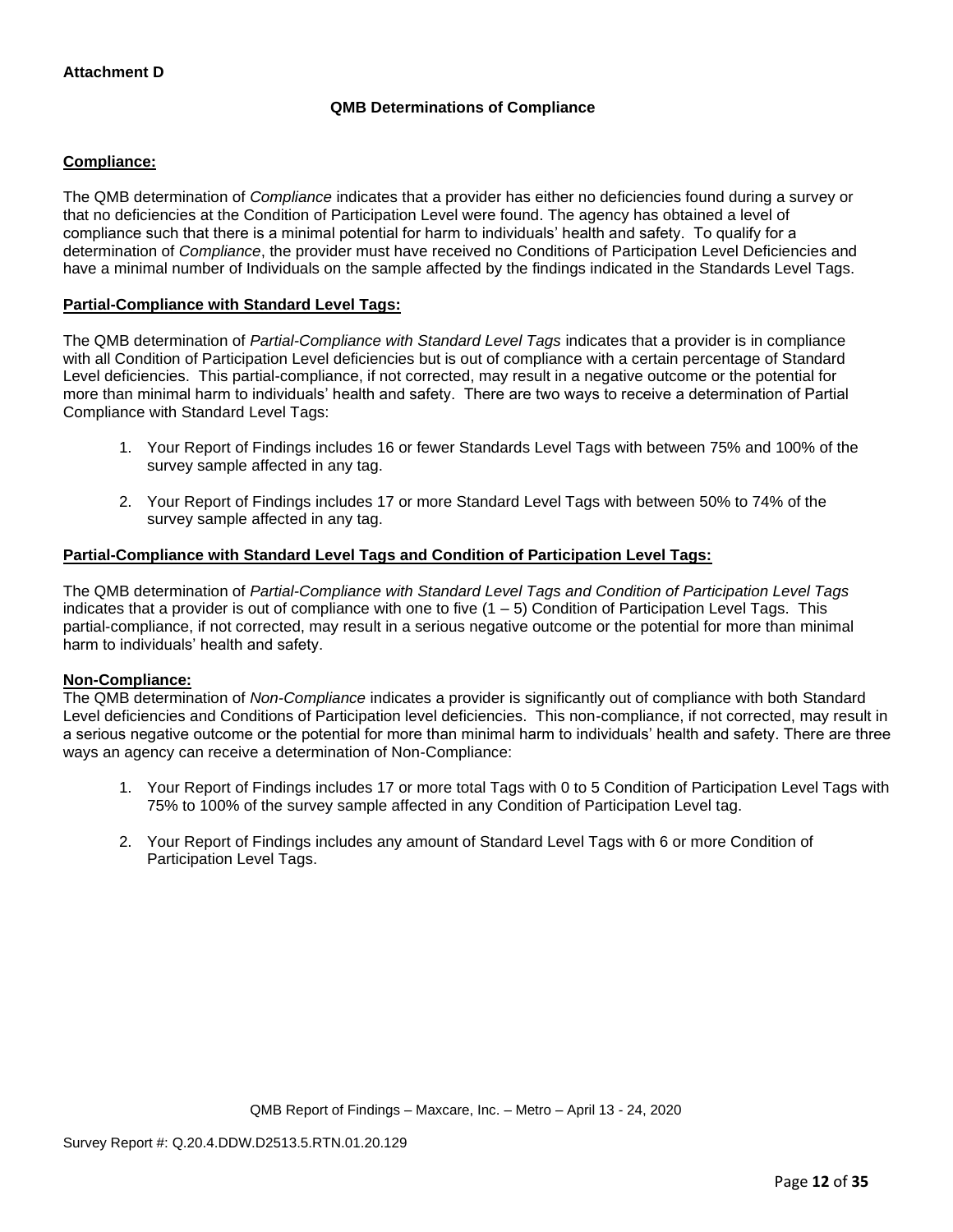**Attachment D**

## QMB Determinations of Compliance

**Compliance:**

The QMB determination of *Compliance* indicates that a provider has either no deficiencies found during a survey or that no deficiencies at the Condition of Participation Level were found. The agency has obtained a level of compliance such that there is a minimal potential for harm to individuals' health and safety. To qualify for a determination of *Compliance*, the provider must have received no Conditions of Participation Level Deficiencies and have a minimal number of Individuals on the sample affected by the findings indicated in the Standards Level Tags.

**Partial-Compliance with Standard Level Tags:**

The QMB determination of *Partial-Compliance with Standard Level Tags* indicates that a provider is in compliance with all Condition of Participation Level deficiencies but is out of compliance with a certain percentage of Standard Level deficiencies. This partial-compliance, if not corrected, may result in a negative outcome or the potential for more than minimal harm to individuals' health and safety. There are two ways to receive a determination of Partial Compliance with Standard Level Tags:

1. Your Report of Findings includes 16 or fewer Standards Level Tags with between 75% and 100% of the survey sample affected in any tag.
2. Your Report of Findings includes 17 or more Standard Level Tags with between 50% to 74% of the survey sample affected in any tag.

**Partial-Compliance with Standard Level Tags and Condition of Participation Level Tags:**

The QMB determination of *Partial-Compliance with Standard Level Tags and Condition of Participation Level Tags* indicates that a provider is out of compliance with one to five (1 – 5) Condition of Participation Level Tags. This partial-compliance, if not corrected, may result in a serious negative outcome or the potential for more than minimal harm to individuals' health and safety.

**Non-Compliance:**

The QMB determination of *Non-Compliance* indicates a provider is significantly out of compliance with both Standard Level deficiencies and Conditions of Participation level deficiencies. This non-compliance, if not corrected, may result in a serious negative outcome or the potential for more than minimal harm to individuals' health and safety. There are three ways an agency can receive a determination of Non-Compliance:

1. Your Report of Findings includes 17 or more total Tags with 0 to 5 Condition of Participation Level Tags with 75% to 100% of the survey sample affected in any Condition of Participation Level tag.
2. Your Report of Findings includes any amount of Standard Level Tags with 6 or more Condition of Participation Level Tags.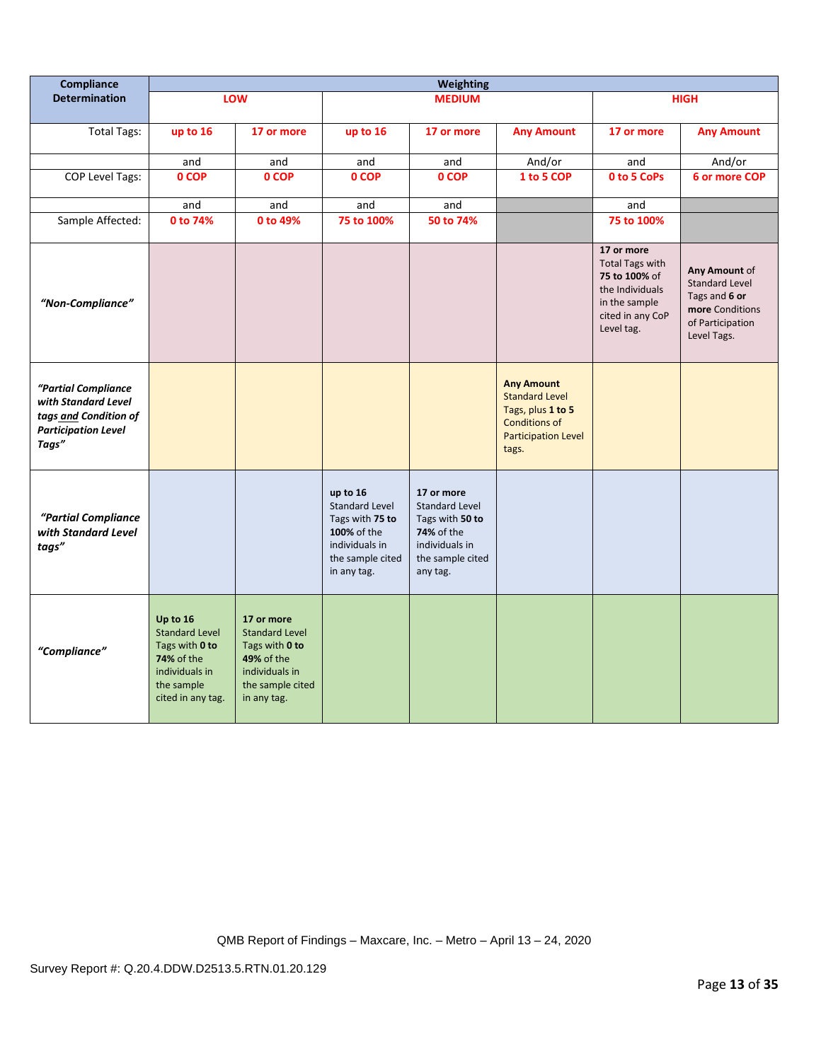| **Compliance Determination** | **Weighting** | | | | | | |
|---|---|---|---|---|---|---|---|
| | **LOW** | | **MEDIUM** | | | **HIGH** | |
| Total Tags: | **up to 16** | **17 or more** | **up to 16** | **17 or more** | **Any Amount** | **17 or more** | **Any Amount** |
| | and | and | and | and | And/or | and | And/or |
| COP Level Tags: | **0 COP** | **0 COP** | **0 COP** | **0 COP** | **1 to 5 COP** | **0 to 5 CoPs** | **6 or more COP** |
| | and | and | and | and | | and | |
| Sample Affected: | **0 to 74%** | **0 to 49%** | **75 to 100%** | **50 to 74%** | | **75 to 100%** | |
| ***"Non-Compliance"*** | | | | | | **17 or more** Total Tags with **75 to 100%** of the Individuals in the sample cited in any CoP Level tag. | **Any Amount** of Standard Level Tags and **6 or more** Conditions of Participation Level Tags. |
| ***"Partial Compliance with Standard Level tags and Condition of Participation Level Tags"*** | | | | | **Any Amount** Standard Level Tags, plus **1 to 5** Conditions of Participation Level tags. | | |
| ***"Partial Compliance with Standard Level tags"*** | | | **up to 16** Standard Level Tags with **75 to 100%** of the individuals in the sample cited in any tag. | **17 or more** Standard Level Tags with **50 to 74%** of the individuals in the sample cited any tag. | | | |
| ***"Compliance"*** | **Up to 16** Standard Level Tags with **0 to 74%** of the individuals in the sample cited in any tag. | **17 or more** Standard Level Tags with **0 to 49%** of the individuals in the sample cited in any tag. | | | | | |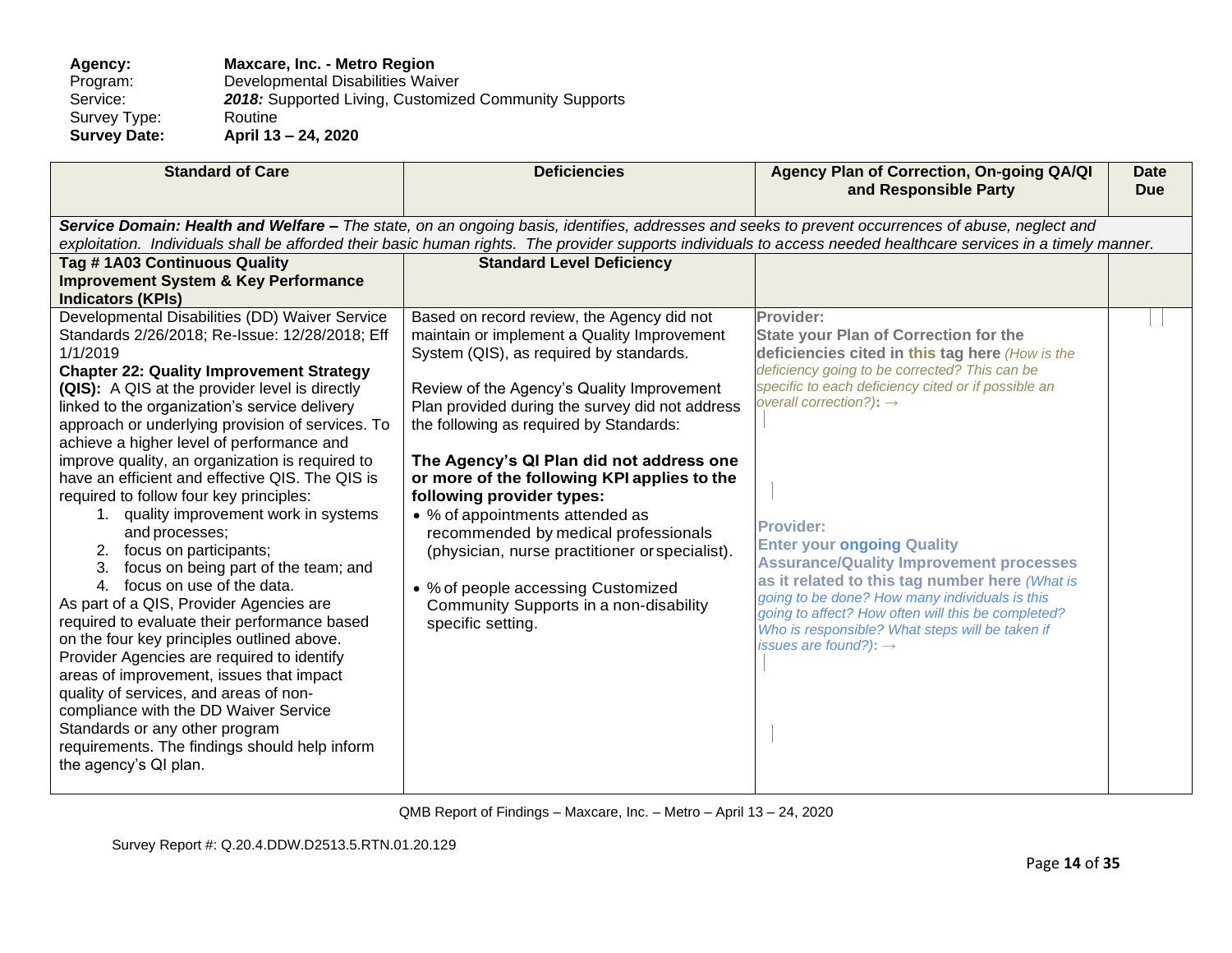**Agency:** **Maxcare, Inc. - Metro Region**
Program: Developmental Disabilities Waiver
Service: ***2018:*** Supported Living, Customized Community Supports
Survey Type: Routine
**Survey Date:** **April 13 – 24, 2020**

| Standard of Care | Deficiencies | Agency Plan of Correction, On-going QA/QI and Responsible Party | Date Due |
|---|---|---|---|
| ***Service Domain: Health and Welfare –*** *The state, on an ongoing basis, identifies, addresses and seeks to prevent occurrences of abuse, neglect and exploitation. Individuals shall be afforded their basic human rights. The provider supports individuals to access needed healthcare services in a timely manner.* | | | |
| **Tag # 1A03 Continuous Quality Improvement System & Key Performance Indicators (KPIs)** | **Standard Level Deficiency** | | |
| Developmental Disabilities (DD) Waiver Service Standards 2/26/2018; Re-Issue: 12/28/2018; Eff 1/1/2019<br>**Chapter 22: Quality Improvement Strategy (QIS):** A QIS at the provider level is directly linked to the organization's service delivery approach or underlying provision of services. To achieve a higher level of performance and improve quality, an organization is required to have an efficient and effective QIS. The QIS is required to follow four key principles:<br>1. quality improvement work in systems and processes;<br>2. focus on participants;<br>3. focus on being part of the team; and<br>4. focus on use of the data.<br>As part of a QIS, Provider Agencies are required to evaluate their performance based on the four key principles outlined above. Provider Agencies are required to identify areas of improvement, issues that impact quality of services, and areas of non-compliance with the DD Waiver Service Standards or any other program requirements. The findings should help inform the agency's QI plan. | Based on record review, the Agency did not maintain or implement a Quality Improvement System (QIS), as required by standards.<br><br>Review of the Agency's Quality Improvement Plan provided during the survey did not address the following as required by Standards:<br><br>**The Agency's QI Plan did not address one or more of the following KPI applies to the following provider types:**<br>• % of appointments attended as recommended by medical professionals (physician, nurse practitioner or specialist).<br><br>• % of people accessing Customized Community Supports in a non-disability specific setting. | **Provider:**<br>**State your Plan of Correction for the deficiencies cited in this tag here** *(How is the deficiency going to be corrected? This can be specific to each deficiency cited or if possible an overall correction?)***:** →<br><br><br><br>**Provider:**<br>**Enter your ongoing Quality Assurance/Quality Improvement processes as it related to this tag number here** *(What is going to be done? How many individuals is this going to affect? How often will this be completed? Who is responsible? What steps will be taken if issues are found?)***:** → | |

QMB Report of Findings – Maxcare, Inc. – Metro – April 13 – 24, 2020

Survey Report #: Q.20.4.DDW.D2513.5.RTN.01.20.129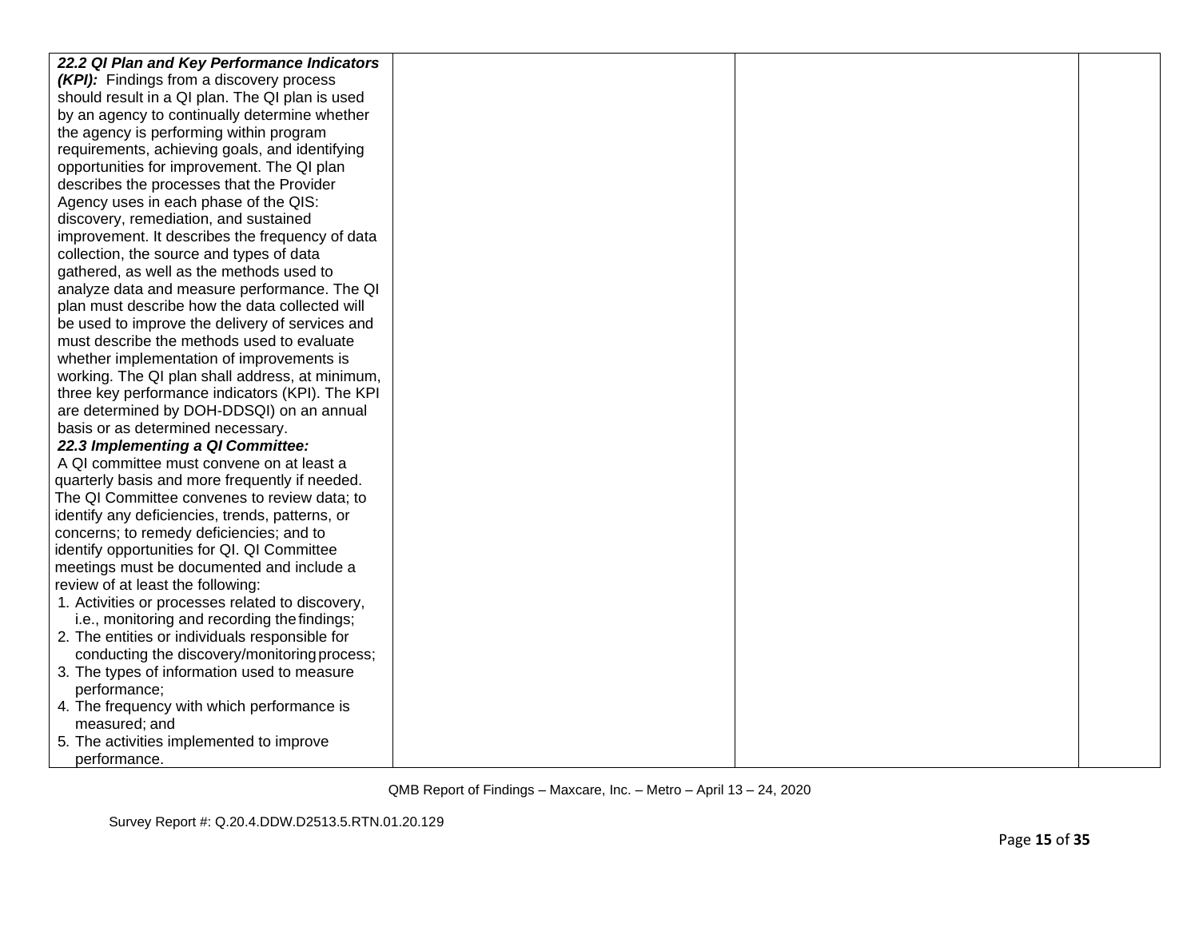| | | | |
|---|---|---|---|
| ***22.2 QI Plan and Key Performance Indicators (KPI):*** Findings from a discovery process should result in a QI plan. The QI plan is used by an agency to continually determine whether the agency is performing within program requirements, achieving goals, and identifying opportunities for improvement. The QI plan describes the processes that the Provider Agency uses in each phase of the QIS: discovery, remediation, and sustained improvement. It describes the frequency of data collection, the source and types of data gathered, as well as the methods used to analyze data and measure performance. The QI plan must describe how the data collected will be used to improve the delivery of services and must describe the methods used to evaluate whether implementation of improvements is working. The QI plan shall address, at minimum, three key performance indicators (KPI). The KPI are determined by DOH-DDSQI) on an annual basis or as determined necessary.<br>***22.3 Implementing a QI Committee:***<br>A QI committee must convene on at least a quarterly basis and more frequently if needed. The QI Committee convenes to review data; to identify any deficiencies, trends, patterns, or concerns; to remedy deficiencies; and to identify opportunities for QI. QI Committee meetings must be documented and include a review of at least the following:<br>1. Activities or processes related to discovery, i.e., monitoring and recording the findings;<br>2. The entities or individuals responsible for conducting the discovery/monitoring process;<br>3. The types of information used to measure performance;<br>4. The frequency with which performance is measured; and<br>5. The activities implemented to improve performance. | | | |

QMB Report of Findings – Maxcare, Inc. – Metro – April 13 – 24, 2020

Survey Report #: Q.20.4.DDW.D2513.5.RTN.01.20.129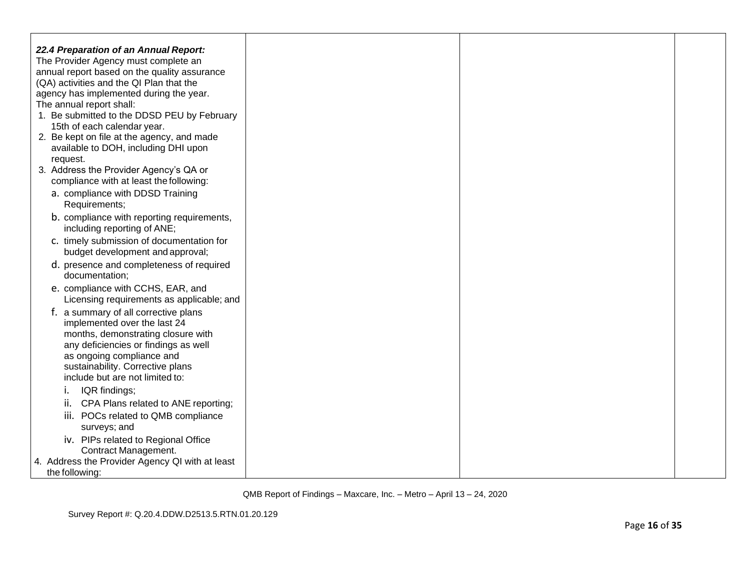| | | | |
|---|---|---|---|
| ***22.4 Preparation of an Annual Report:*** The Provider Agency must complete an annual report based on the quality assurance (QA) activities and the QI Plan that the agency has implemented during the year. The annual report shall:<br>1. Be submitted to the DDSD PEU by February 15th of each calendar year.<br>2. Be kept on file at the agency, and made available to DOH, including DHI upon request.<br>3. Address the Provider Agency's QA or compliance with at least the following:<br>a. compliance with DDSD Training Requirements;<br>b. compliance with reporting requirements, including reporting of ANE;<br>c. timely submission of documentation for budget development and approval;<br>d. presence and completeness of required documentation;<br>e. compliance with CCHS, EAR, and Licensing requirements as applicable; and<br>f. a summary of all corrective plans implemented over the last 24 months, demonstrating closure with any deficiencies or findings as well as ongoing compliance and sustainability. Corrective plans include but are not limited to:<br>i. IQR findings;<br>ii. CPA Plans related to ANE reporting;<br>iii. POCs related to QMB compliance surveys; and<br>iv. PIPs related to Regional Office Contract Management.<br>4. Address the Provider Agency QI with at least the following: | | | |

QMB Report of Findings – Maxcare, Inc. – Metro – April 13 – 24, 2020

Survey Report #: Q.20.4.DDW.D2513.5.RTN.01.20.129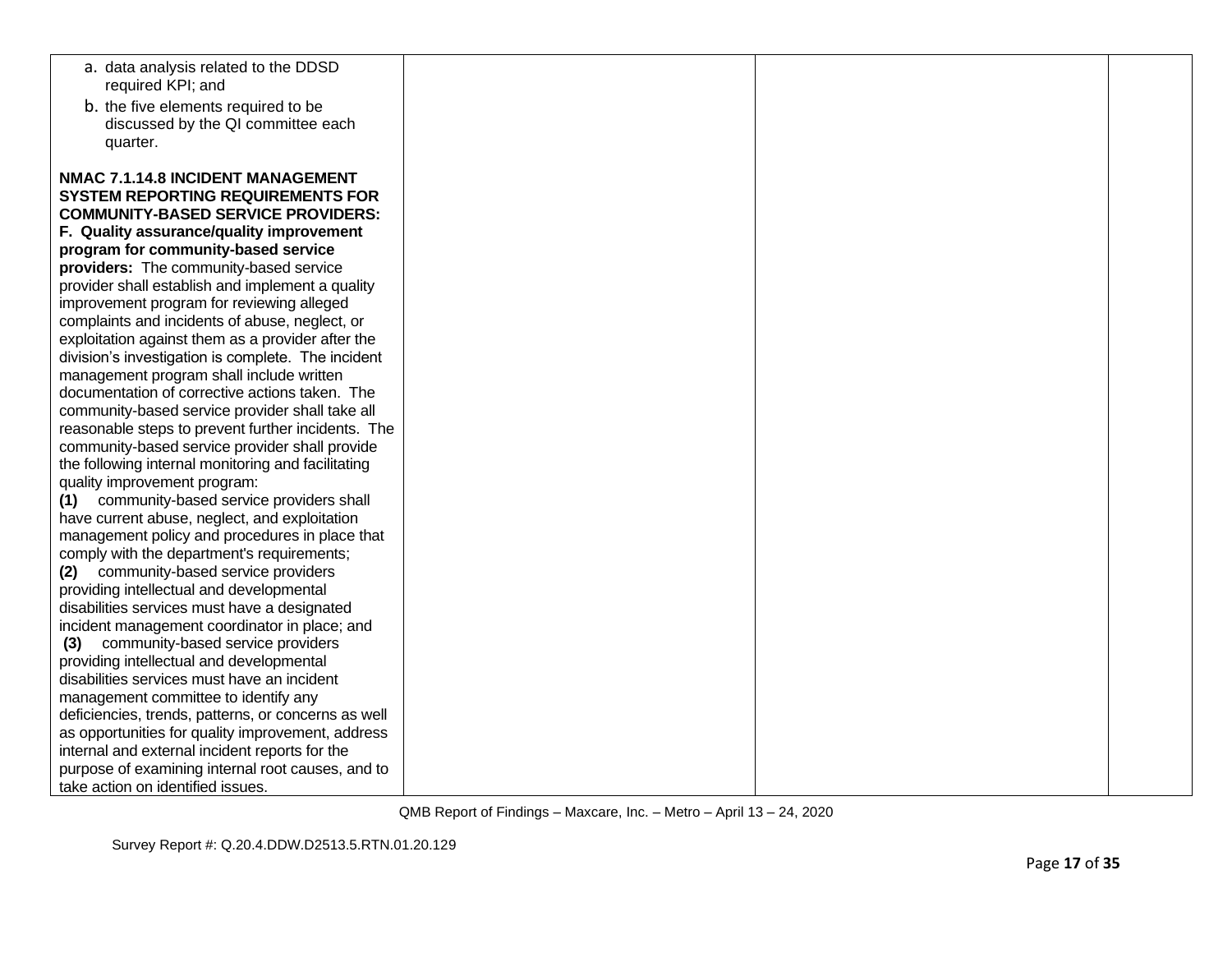| | | | |
|---|---|---|---|
| a. data analysis related to the DDSD required KPI; and<br>b. the five elements required to be discussed by the QI committee each quarter.<br><br>**NMAC 7.1.14.8 INCIDENT MANAGEMENT SYSTEM REPORTING REQUIREMENTS FOR COMMUNITY-BASED SERVICE PROVIDERS:**<br>**F. Quality assurance/quality improvement program for community-based service providers:** The community-based service provider shall establish and implement a quality improvement program for reviewing alleged complaints and incidents of abuse, neglect, or exploitation against them as a provider after the division's investigation is complete. The incident management program shall include written documentation of corrective actions taken. The community-based service provider shall take all reasonable steps to prevent further incidents. The community-based service provider shall provide the following internal monitoring and facilitating quality improvement program:<br>**(1)** community-based service providers shall have current abuse, neglect, and exploitation management policy and procedures in place that comply with the department's requirements;<br>**(2)** community-based service providers providing intellectual and developmental disabilities services must have a designated incident management coordinator in place; and<br>**(3)** community-based service providers providing intellectual and developmental disabilities services must have an incident management committee to identify any deficiencies, trends, patterns, or concerns as well as opportunities for quality improvement, address internal and external incident reports for the purpose of examining internal root causes, and to take action on identified issues. | | | |

QMB Report of Findings – Maxcare, Inc. – Metro – April 13 – 24, 2020

Survey Report #: Q.20.4.DDW.D2513.5.RTN.01.20.129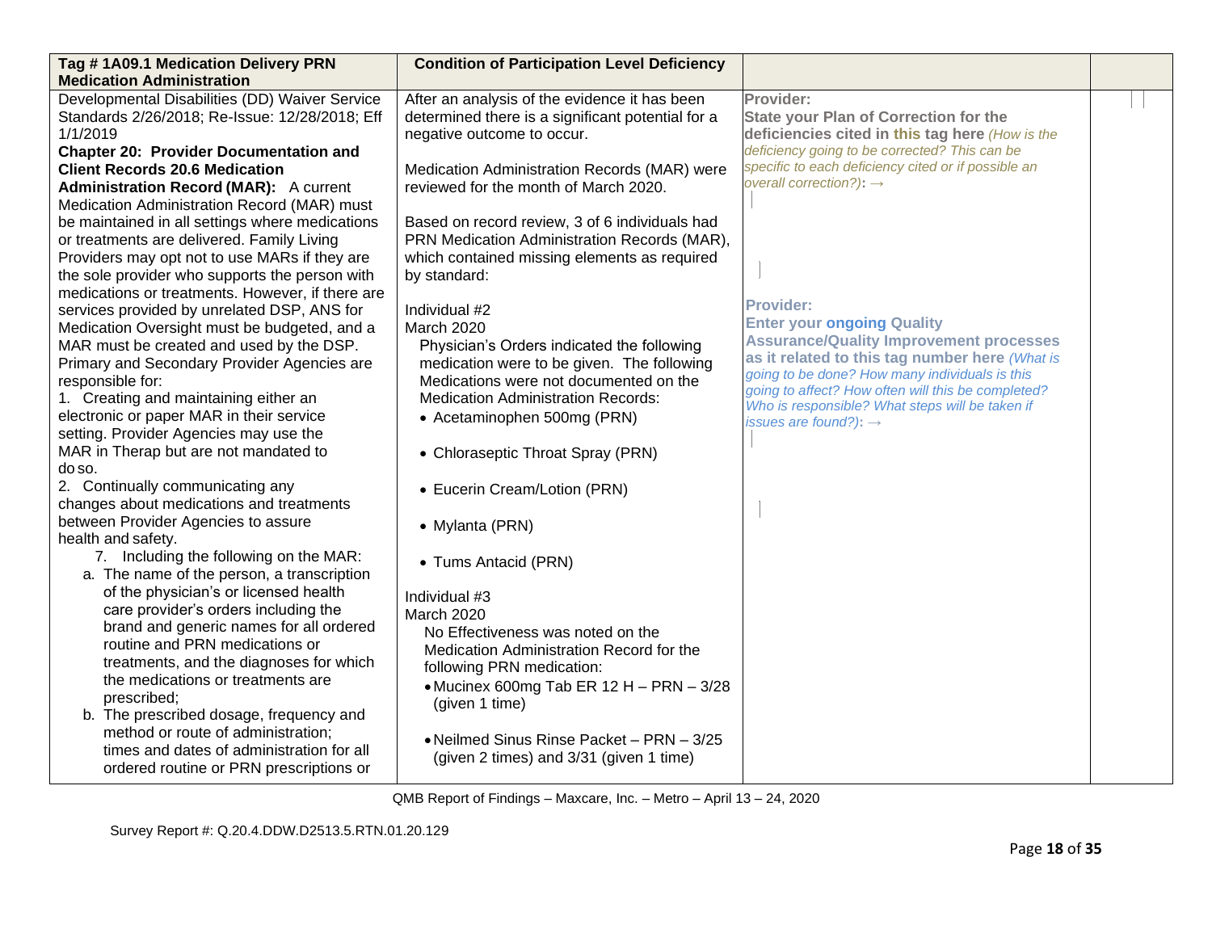| Tag # 1A09.1 Medication Delivery PRN Medication Administration | Condition of Participation Level Deficiency | | |
|---|---|---|---|
| Developmental Disabilities (DD) Waiver Service Standards 2/26/2018; Re-Issue: 12/28/2018; Eff 1/1/2019<br>**Chapter 20: Provider Documentation and Client Records 20.6 Medication Administration Record (MAR):** A current Medication Administration Record (MAR) must be maintained in all settings where medications or treatments are delivered. Family Living Providers may opt not to use MARs if they are the sole provider who supports the person with medications or treatments. However, if there are services provided by unrelated DSP, ANS for Medication Oversight must be budgeted, and a MAR must be created and used by the DSP. Primary and Secondary Provider Agencies are responsible for:<br>1. Creating and maintaining either an electronic or paper MAR in their service setting. Provider Agencies may use the MAR in Therap but are not mandated to do so.<br>2. Continually communicating any changes about medications and treatments between Provider Agencies to assure health and safety.<br>7. Including the following on the MAR:<br>a. The name of the person, a transcription of the physician's or licensed health care provider's orders including the brand and generic names for all ordered routine and PRN medications or treatments, and the diagnoses for which the medications or treatments are prescribed;<br>b. The prescribed dosage, frequency and method or route of administration; times and dates of administration for all ordered routine or PRN prescriptions or | After an analysis of the evidence it has been determined there is a significant potential for a negative outcome to occur.<br><br>Medication Administration Records (MAR) were reviewed for the month of March 2020.<br><br>Based on record review, 3 of 6 individuals had PRN Medication Administration Records (MAR), which contained missing elements as required by standard:<br><br>Individual #2<br>March 2020<br>Physician's Orders indicated the following medication were to be given. The following Medications were not documented on the Medication Administration Records:<br>• Acetaminophen 500mg (PRN)<br>• Chloraseptic Throat Spray (PRN)<br>• Eucerin Cream/Lotion (PRN)<br>• Mylanta (PRN)<br>• Tums Antacid (PRN)<br><br>Individual #3<br>March 2020<br>No Effectiveness was noted on the Medication Administration Record for the following PRN medication:<br>• Mucinex 600mg Tab ER 12 H – PRN – 3/28 (given 1 time)<br>• Neilmed Sinus Rinse Packet – PRN – 3/25 (given 2 times) and 3/31 (given 1 time) | **Provider:**<br>**State your Plan of Correction for the deficiencies cited in this tag here** *(How is the deficiency going to be corrected? This can be specific to each deficiency cited or if possible an overall correction?)*: →<br><br>**Provider:**<br>**Enter your ongoing Quality Assurance/Quality Improvement processes as it related to this tag number here** *(What is going to be done? How many individuals is this going to affect? How often will this be completed? Who is responsible? What steps will be taken if issues are found?)*: → | |

QMB Report of Findings – Maxcare, Inc. – Metro – April 13 – 24, 2020

Survey Report #: Q.20.4.DDW.D2513.5.RTN.01.20.129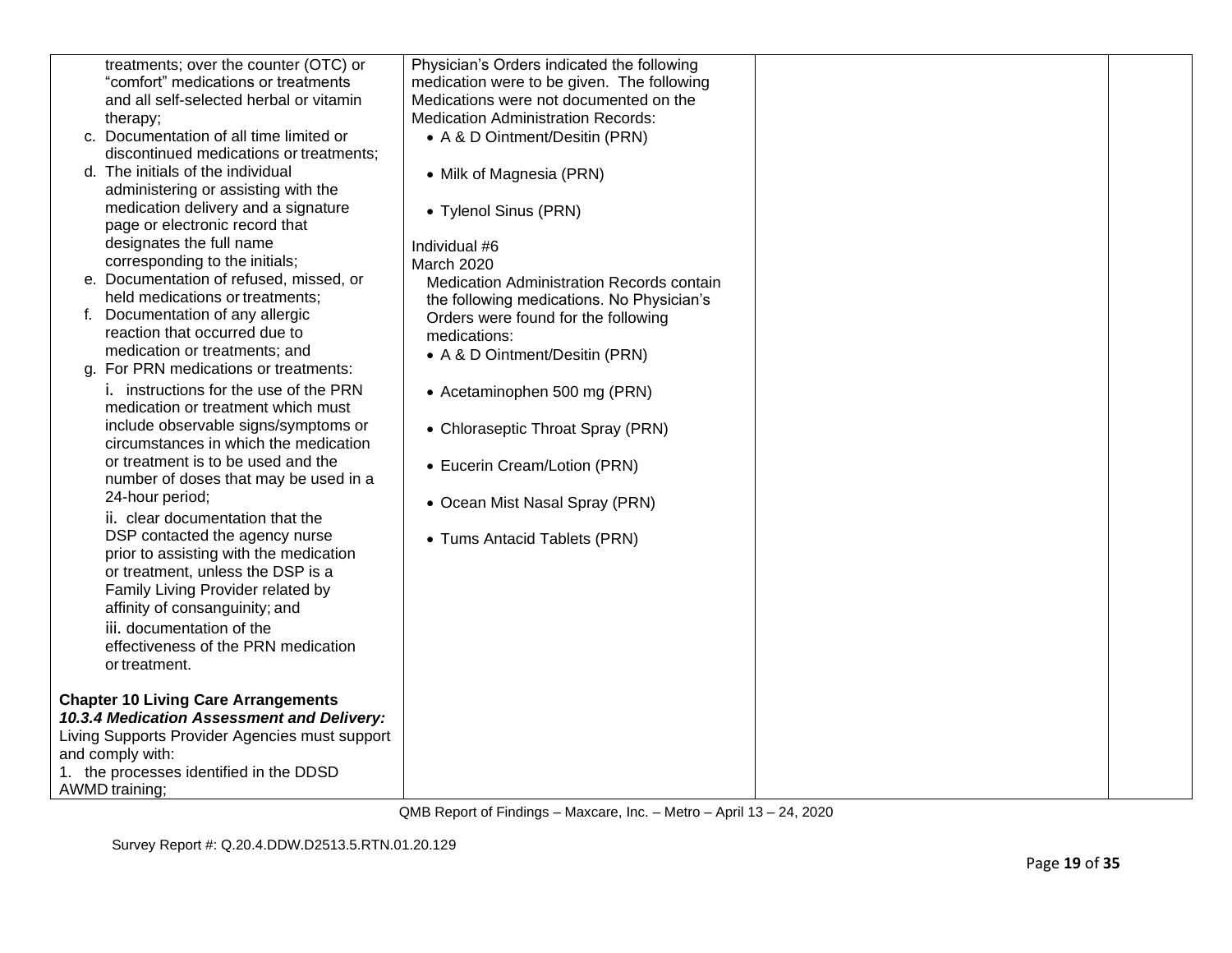| | | | |
|---|---|---|---|
| treatments; over the counter (OTC) or "comfort" medications or treatments and all self-selected herbal or vitamin therapy;<br>c. Documentation of all time limited or discontinued medications or treatments;<br>d. The initials of the individual administering or assisting with the medication delivery and a signature page or electronic record that designates the full name corresponding to the initials;<br>e. Documentation of refused, missed, or held medications or treatments;<br>f. Documentation of any allergic reaction that occurred due to medication or treatments; and<br>g. For PRN medications or treatments:<br>i. instructions for the use of the PRN medication or treatment which must include observable signs/symptoms or circumstances in which the medication or treatment is to be used and the number of doses that may be used in a 24-hour period;<br>ii. clear documentation that the DSP contacted the agency nurse prior to assisting with the medication or treatment, unless the DSP is a Family Living Provider related by affinity of consanguinity; and<br>iii. documentation of the effectiveness of the PRN medication or treatment.<br><br>**Chapter 10 Living Care Arrangements**<br>***10.3.4 Medication Assessment and Delivery:***<br>Living Supports Provider Agencies must support and comply with:<br>1. the processes identified in the DDSD AWMD training; | Physician's Orders indicated the following medication were to be given. The following Medications were not documented on the Medication Administration Records:<br>• A & D Ointment/Desitin (PRN)<br>• Milk of Magnesia (PRN)<br>• Tylenol Sinus (PRN)<br><br>Individual #6<br>March 2020<br>Medication Administration Records contain the following medications. No Physician's Orders were found for the following medications:<br>• A & D Ointment/Desitin (PRN)<br>• Acetaminophen 500 mg (PRN)<br>• Chloraseptic Throat Spray (PRN)<br>• Eucerin Cream/Lotion (PRN)<br>• Ocean Mist Nasal Spray (PRN)<br>• Tums Antacid Tablets (PRN) | | |

QMB Report of Findings – Maxcare, Inc. – Metro – April 13 – 24, 2020

Survey Report #: Q.20.4.DDW.D2513.5.RTN.01.20.129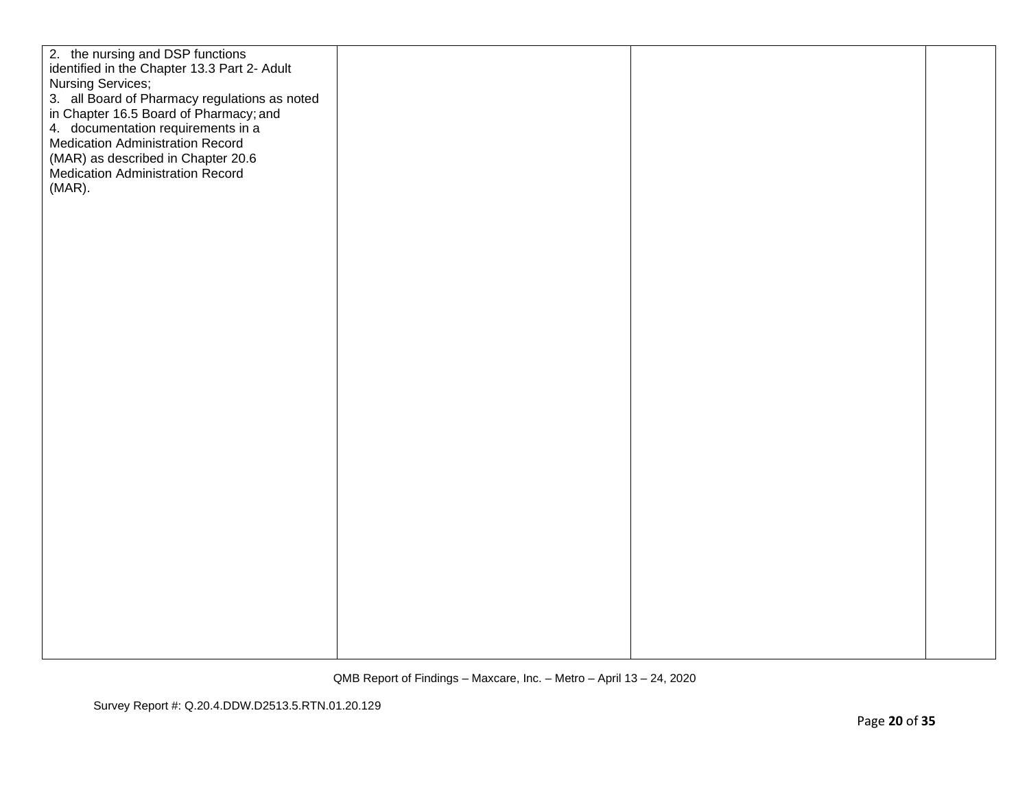| | | | |
|---|---|---|---|
| 2. the nursing and DSP functions identified in the Chapter 13.3 Part 2- Adult Nursing Services;<br>3. all Board of Pharmacy regulations as noted in Chapter 16.5 Board of Pharmacy; and<br>4. documentation requirements in a Medication Administration Record (MAR) as described in Chapter 20.6 Medication Administration Record (MAR). | | | |

QMB Report of Findings – Maxcare, Inc. – Metro – April 13 – 24, 2020

Survey Report #: Q.20.4.DDW.D2513.5.RTN.01.20.129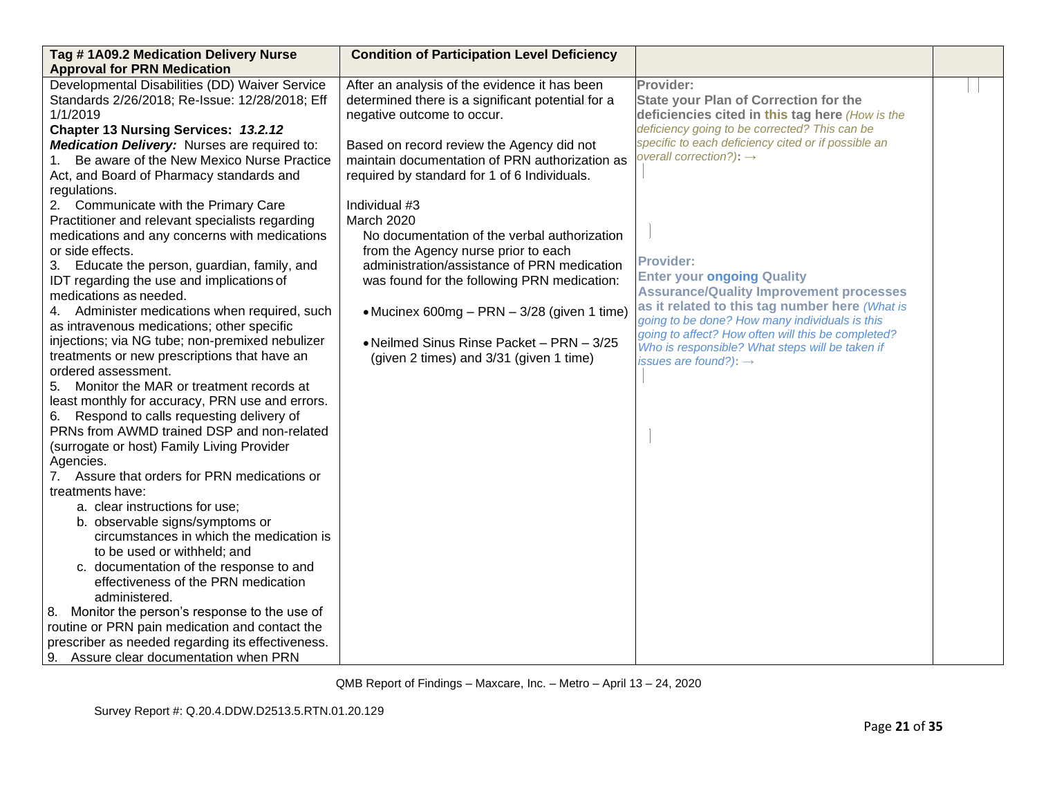| Tag # 1A09.2 Medication Delivery Nurse Approval for PRN Medication | Condition of Participation Level Deficiency | | |
|---|---|---|---|
| Developmental Disabilities (DD) Waiver Service Standards 2/26/2018; Re-Issue: 12/28/2018; Eff 1/1/2019<br>**Chapter 13 Nursing Services: *13.2.12 Medication Delivery:*** Nurses are required to:<br>1. Be aware of the New Mexico Nurse Practice Act, and Board of Pharmacy standards and regulations.<br>2. Communicate with the Primary Care Practitioner and relevant specialists regarding medications and any concerns with medications or side effects.<br>3. Educate the person, guardian, family, and IDT regarding the use and implications of medications as needed.<br>4. Administer medications when required, such as intravenous medications; other specific injections; via NG tube; non-premixed nebulizer treatments or new prescriptions that have an ordered assessment.<br>5. Monitor the MAR or treatment records at least monthly for accuracy, PRN use and errors.<br>6. Respond to calls requesting delivery of PRNs from AWMD trained DSP and non-related (surrogate or host) Family Living Provider Agencies.<br>7. Assure that orders for PRN medications or treatments have:<br>a. clear instructions for use;<br>b. observable signs/symptoms or circumstances in which the medication is to be used or withheld; and<br>c. documentation of the response to and effectiveness of the PRN medication administered.<br>8. Monitor the person's response to the use of routine or PRN pain medication and contact the prescriber as needed regarding its effectiveness.<br>9. Assure clear documentation when PRN | After an analysis of the evidence it has been determined there is a significant potential for a negative outcome to occur.<br><br>Based on record review the Agency did not maintain documentation of PRN authorization as required by standard for 1 of 6 Individuals.<br><br>Individual #3<br>March 2020<br>No documentation of the verbal authorization from the Agency nurse prior to each administration/assistance of PRN medication was found for the following PRN medication:<br><br>• Mucinex 600mg – PRN – 3/28 (given 1 time)<br><br>• Neilmed Sinus Rinse Packet – PRN – 3/25 (given 2 times) and 3/31 (given 1 time) | **Provider:**<br>**State your Plan of Correction for the deficiencies cited in this tag here** *(How is the deficiency going to be corrected? This can be specific to each deficiency cited or if possible an overall correction?)*: →<br><br>**Provider:**<br>**Enter your ongoing Quality Assurance/Quality Improvement processes as it related to this tag number here** *(What is going to be done? How many individuals is this going to affect? How often will this be completed? Who is responsible? What steps will be taken if issues are found?)*: → | |

QMB Report of Findings – Maxcare, Inc. – Metro – April 13 – 24, 2020

Survey Report #: Q.20.4.DDW.D2513.5.RTN.01.20.129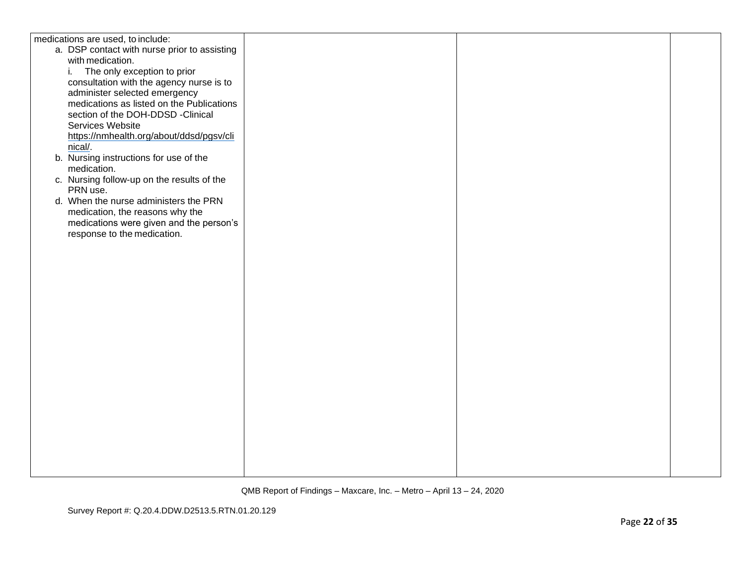| | | | |
|---|---|---|---|
| medications are used, to include:<br>a. DSP contact with nurse prior to assisting with medication.<br>i. The only exception to prior consultation with the agency nurse is to administer selected emergency medications as listed on the Publications section of the DOH-DDSD -Clinical Services Website https://nmhealth.org/about/ddsd/pgsv/clinical/.<br>b. Nursing instructions for use of the medication.<br>c. Nursing follow-up on the results of the PRN use.<br>d. When the nurse administers the PRN medication, the reasons why the medications were given and the person's response to the medication. | | | |

QMB Report of Findings – Maxcare, Inc. – Metro – April 13 – 24, 2020

Survey Report #: Q.20.4.DDW.D2513.5.RTN.01.20.129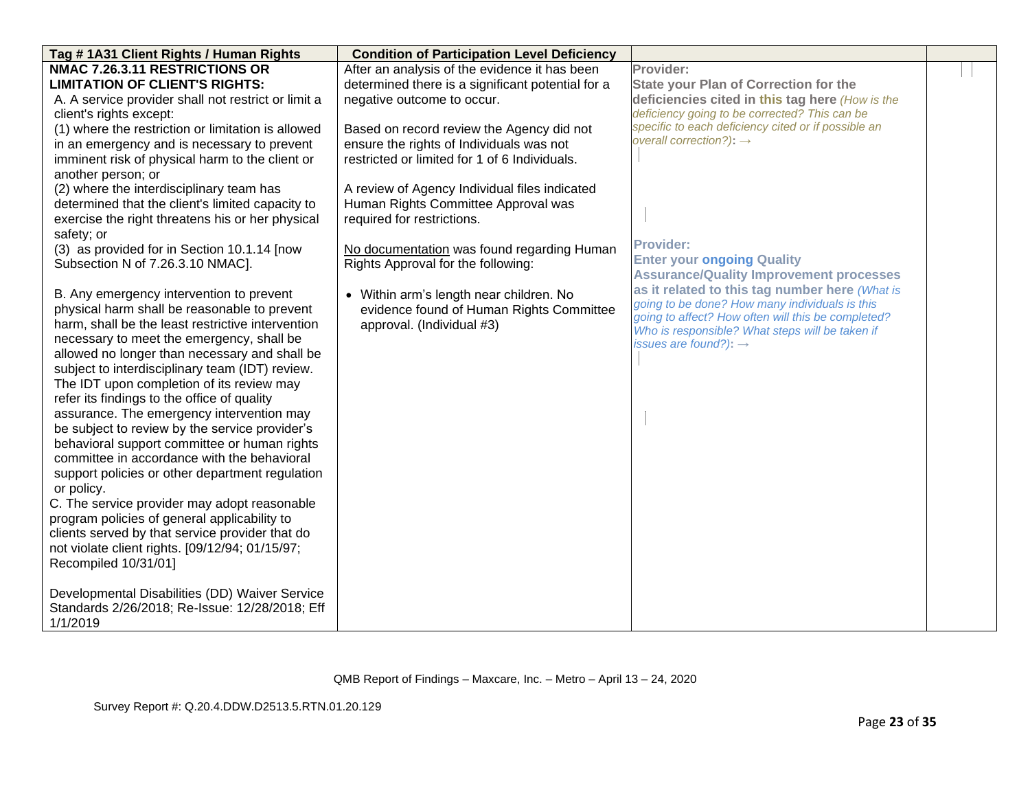| Tag # 1A31 Client Rights / Human Rights | Condition of Participation Level Deficiency | | |
|---|---|---|---|
| **NMAC 7.26.3.11 RESTRICTIONS OR LIMITATION OF CLIENT'S RIGHTS:**<br>A. A service provider shall not restrict or limit a client's rights except:<br>(1) where the restriction or limitation is allowed in an emergency and is necessary to prevent imminent risk of physical harm to the client or another person; or<br>(2) where the interdisciplinary team has determined that the client's limited capacity to exercise the right threatens his or her physical safety; or<br>(3) as provided for in Section 10.1.14 [now Subsection N of 7.26.3.10 NMAC].<br><br>B. Any emergency intervention to prevent physical harm shall be reasonable to prevent harm, shall be the least restrictive intervention necessary to meet the emergency, shall be allowed no longer than necessary and shall be subject to interdisciplinary team (IDT) review. The IDT upon completion of its review may refer its findings to the office of quality assurance. The emergency intervention may be subject to review by the service provider's behavioral support committee or human rights committee in accordance with the behavioral support policies or other department regulation or policy.<br>C. The service provider may adopt reasonable program policies of general applicability to clients served by that service provider that do not violate client rights. [09/12/94; 01/15/97; Recompiled 10/31/01]<br><br>Developmental Disabilities (DD) Waiver Service Standards 2/26/2018; Re-Issue: 12/28/2018; Eff 1/1/2019 | After an analysis of the evidence it has been determined there is a significant potential for a negative outcome to occur.<br><br>Based on record review the Agency did not ensure the rights of Individuals was not restricted or limited for 1 of 6 Individuals.<br><br>A review of Agency Individual files indicated Human Rights Committee Approval was required for restrictions.<br><br>No documentation was found regarding Human Rights Approval for the following:<br><br>• Within arm's length near children. No evidence found of Human Rights Committee approval. (Individual #3) | **Provider:**<br>**State your Plan of Correction for the deficiencies cited in this tag here** *(How is the deficiency going to be corrected? This can be specific to each deficiency cited or if possible an overall correction?)*: →<br><br>**Provider:**<br>**Enter your ongoing Quality Assurance/Quality Improvement processes as it related to this tag number here** *(What is going to be done? How many individuals is this going to affect? How often will this be completed? Who is responsible? What steps will be taken if issues are found?)*: → | |

QMB Report of Findings – Maxcare, Inc. – Metro – April 13 – 24, 2020

Survey Report #: Q.20.4.DDW.D2513.5.RTN.01.20.129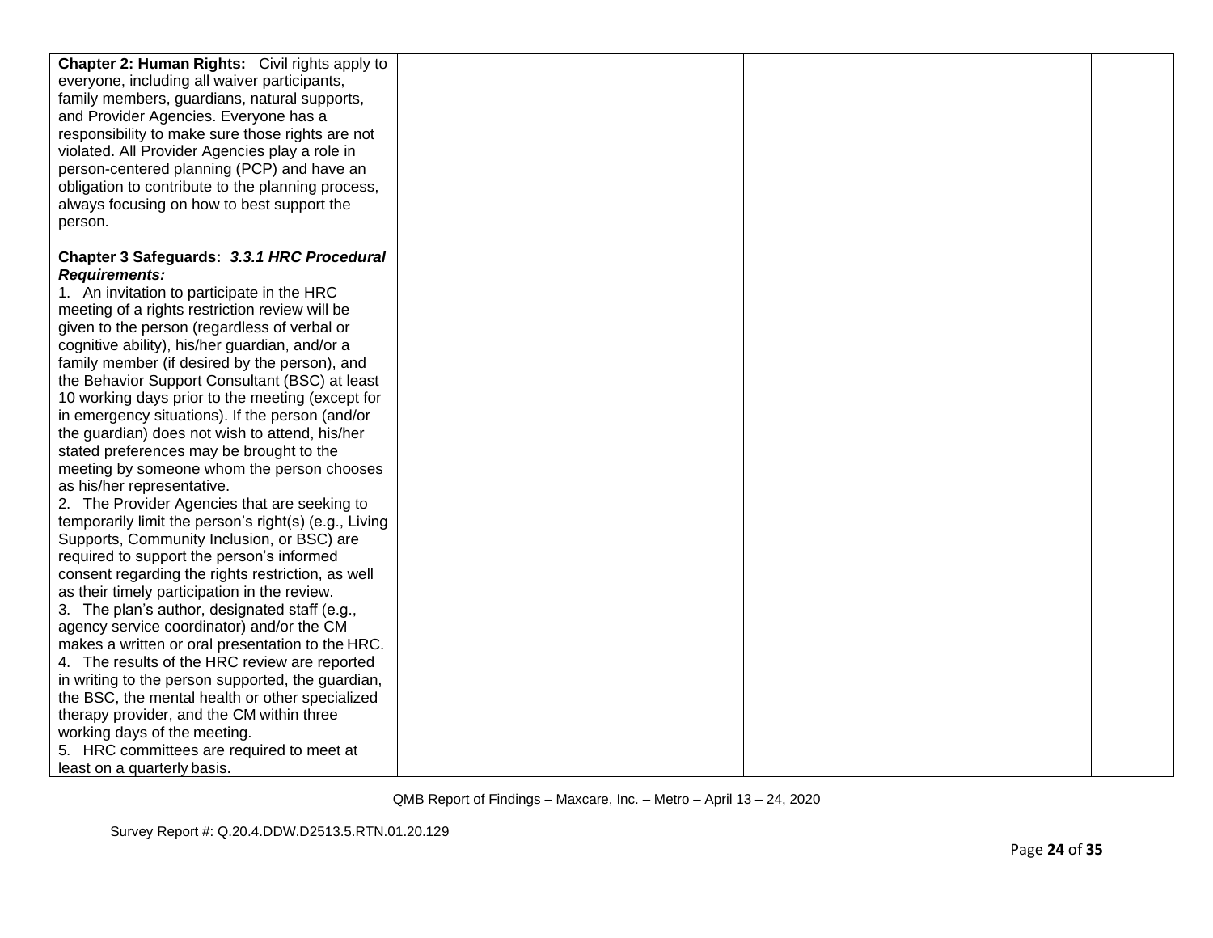| | | | |
|---|---|---|---|
| **Chapter 2: Human Rights:** Civil rights apply to everyone, including all waiver participants, family members, guardians, natural supports, and Provider Agencies. Everyone has a responsibility to make sure those rights are not violated. All Provider Agencies play a role in person-centered planning (PCP) and have an obligation to contribute to the planning process, always focusing on how to best support the person.<br><br>**Chapter 3 Safeguards:** ***3.3.1 HRC Procedural Requirements:***<br>1. An invitation to participate in the HRC meeting of a rights restriction review will be given to the person (regardless of verbal or cognitive ability), his/her guardian, and/or a family member (if desired by the person), and the Behavior Support Consultant (BSC) at least 10 working days prior to the meeting (except for in emergency situations). If the person (and/or the guardian) does not wish to attend, his/her stated preferences may be brought to the meeting by someone whom the person chooses as his/her representative.<br>2. The Provider Agencies that are seeking to temporarily limit the person's right(s) (e.g., Living Supports, Community Inclusion, or BSC) are required to support the person's informed consent regarding the rights restriction, as well as their timely participation in the review.<br>3. The plan's author, designated staff (e.g., agency service coordinator) and/or the CM makes a written or oral presentation to the HRC.<br>4. The results of the HRC review are reported in writing to the person supported, the guardian, the BSC, the mental health or other specialized therapy provider, and the CM within three working days of the meeting.<br>5. HRC committees are required to meet at least on a quarterly basis. | | | |

QMB Report of Findings – Maxcare, Inc. – Metro – April 13 – 24, 2020

Survey Report #: Q.20.4.DDW.D2513.5.RTN.01.20.129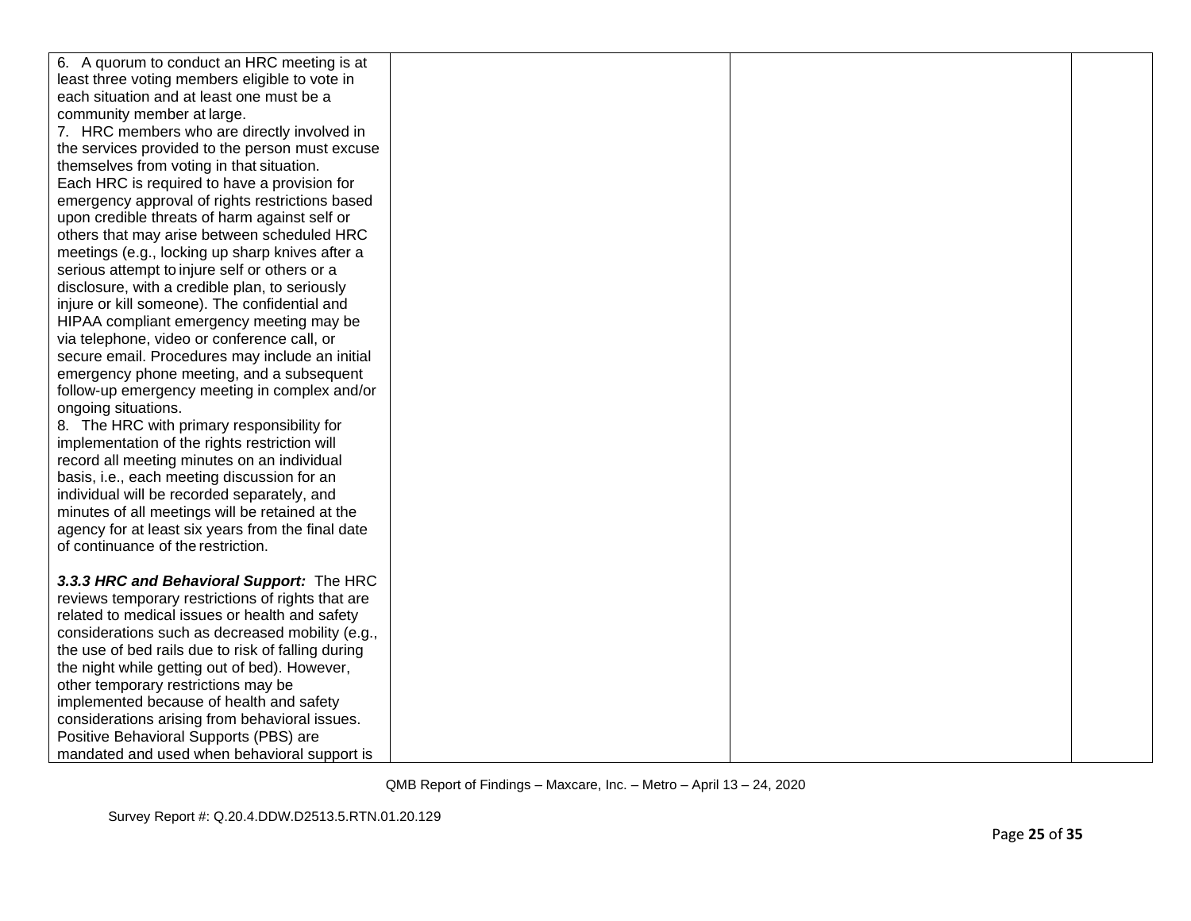| | | | |
|---|---|---|---|
| 6. A quorum to conduct an HRC meeting is at least three voting members eligible to vote in each situation and at least one must be a community member at large.<br>7. HRC members who are directly involved in the services provided to the person must excuse themselves from voting in that situation. Each HRC is required to have a provision for emergency approval of rights restrictions based upon credible threats of harm against self or others that may arise between scheduled HRC meetings (e.g., locking up sharp knives after a serious attempt to injure self or others or a disclosure, with a credible plan, to seriously injure or kill someone). The confidential and HIPAA compliant emergency meeting may be via telephone, video or conference call, or secure email. Procedures may include an initial emergency phone meeting, and a subsequent follow-up emergency meeting in complex and/or ongoing situations.<br>8. The HRC with primary responsibility for implementation of the rights restriction will record all meeting minutes on an individual basis, i.e., each meeting discussion for an individual will be recorded separately, and minutes of all meetings will be retained at the agency for at least six years from the final date of continuance of the restriction.<br><br>***3.3.3 HRC and Behavioral Support:*** The HRC reviews temporary restrictions of rights that are related to medical issues or health and safety considerations such as decreased mobility (e.g., the use of bed rails due to risk of falling during the night while getting out of bed). However, other temporary restrictions may be implemented because of health and safety considerations arising from behavioral issues. Positive Behavioral Supports (PBS) are mandated and used when behavioral support is | | | |

QMB Report of Findings – Maxcare, Inc. – Metro – April 13 – 24, 2020

Survey Report #: Q.20.4.DDW.D2513.5.RTN.01.20.129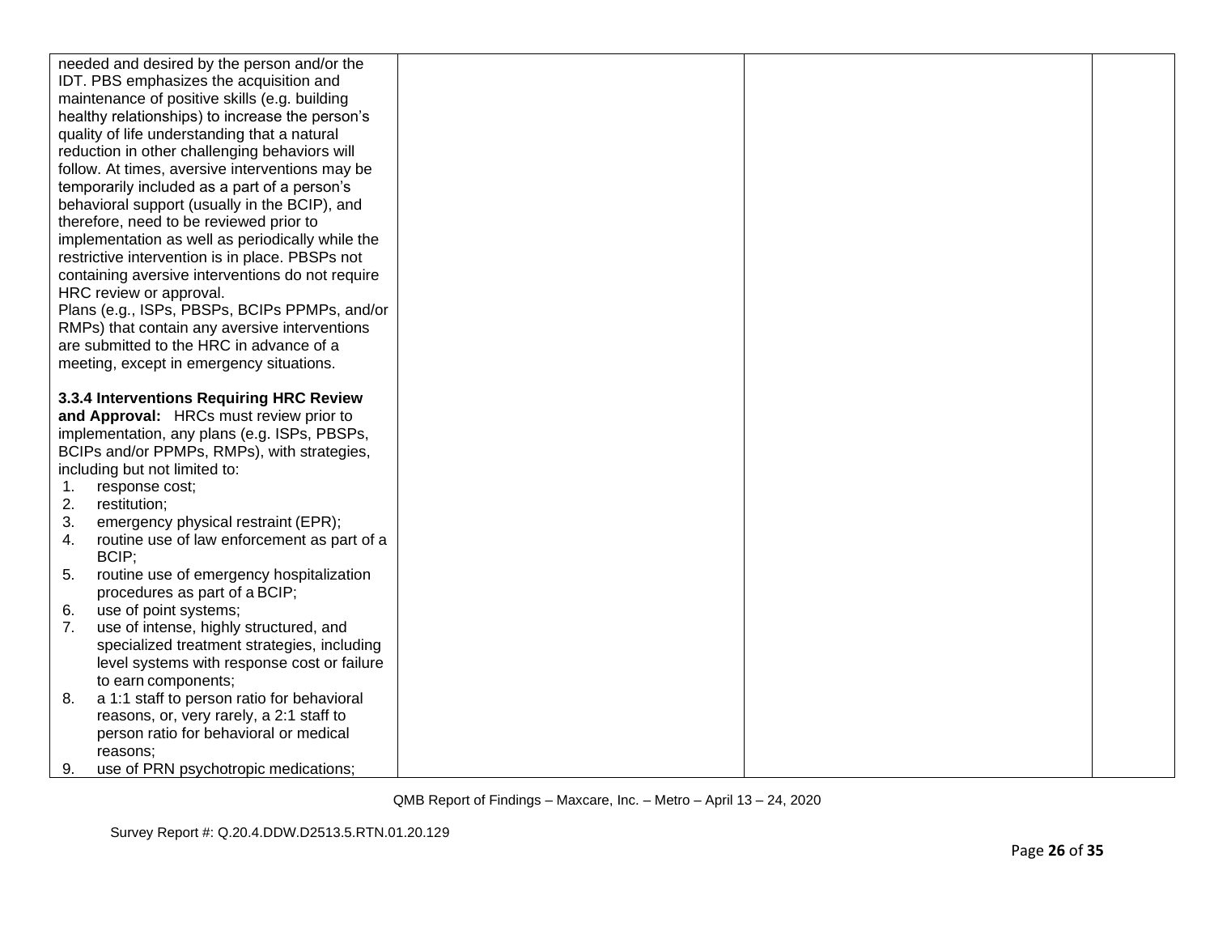| | | | |
|---|---|---|---|
| needed and desired by the person and/or the IDT. PBS emphasizes the acquisition and maintenance of positive skills (e.g. building healthy relationships) to increase the person's quality of life understanding that a natural reduction in other challenging behaviors will follow. At times, aversive interventions may be temporarily included as a part of a person's behavioral support (usually in the BCIP), and therefore, need to be reviewed prior to implementation as well as periodically while the restrictive intervention is in place. PBSPs not containing aversive interventions do not require HRC review or approval.<br>Plans (e.g., ISPs, PBSPs, BCIPs PPMPs, and/or RMPs) that contain any aversive interventions are submitted to the HRC in advance of a meeting, except in emergency situations.<br><br>**3.3.4 Interventions Requiring HRC Review and Approval:** HRCs must review prior to implementation, any plans (e.g. ISPs, PBSPs, BCIPs and/or PPMPs, RMPs), with strategies, including but not limited to:<br>1. response cost;<br>2. restitution;<br>3. emergency physical restraint (EPR);<br>4. routine use of law enforcement as part of a BCIP;<br>5. routine use of emergency hospitalization procedures as part of a BCIP;<br>6. use of point systems;<br>7. use of intense, highly structured, and specialized treatment strategies, including level systems with response cost or failure to earn components;<br>8. a 1:1 staff to person ratio for behavioral reasons, or, very rarely, a 2:1 staff to person ratio for behavioral or medical reasons;<br>9. use of PRN psychotropic medications; | | | |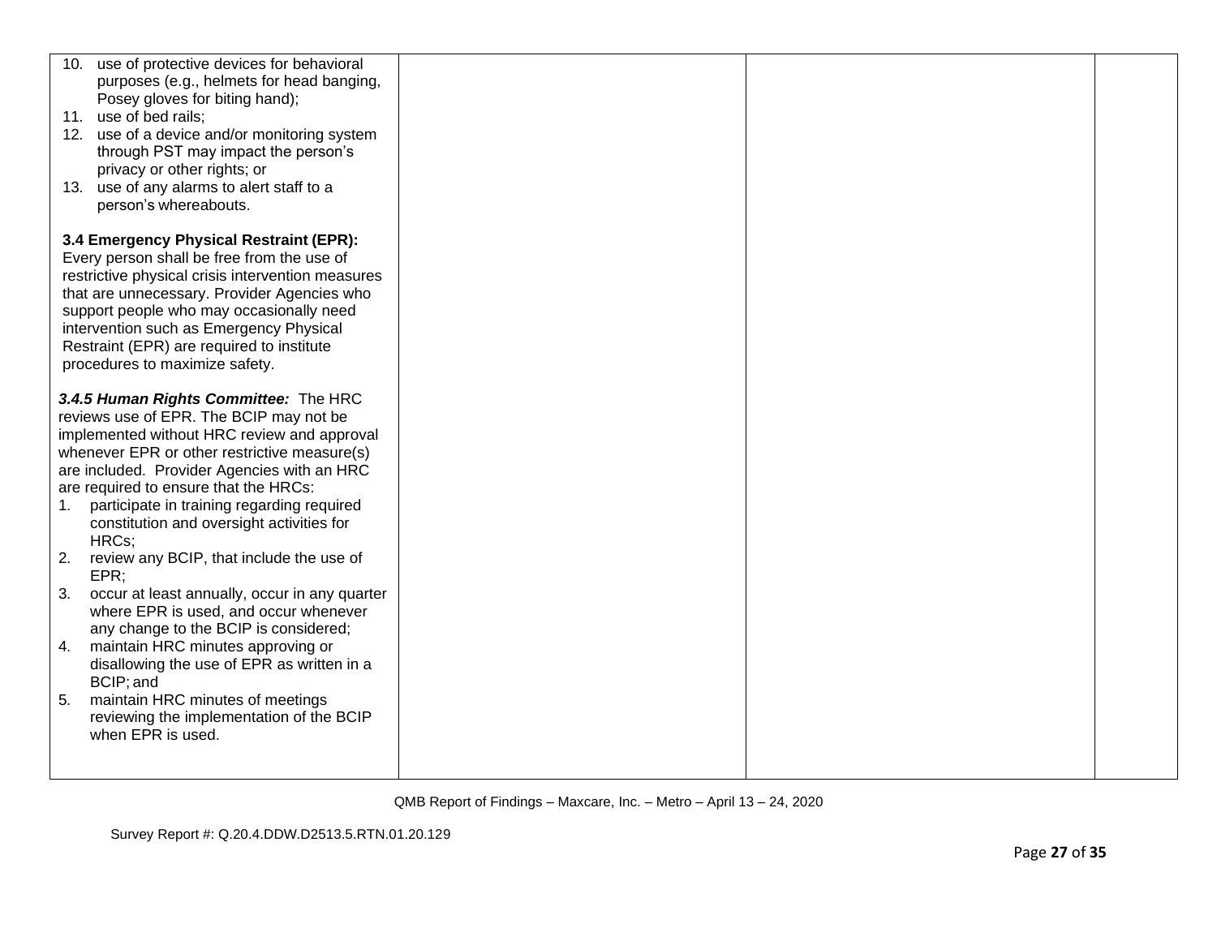| | | | |
|---|---|---|---|
| 10. use of protective devices for behavioral purposes (e.g., helmets for head banging, Posey gloves for biting hand);<br>11. use of bed rails;<br>12. use of a device and/or monitoring system through PST may impact the person's privacy or other rights; or<br>13. use of any alarms to alert staff to a person's whereabouts.<br><br>**3.4 Emergency Physical Restraint (EPR):** Every person shall be free from the use of restrictive physical crisis intervention measures that are unnecessary. Provider Agencies who support people who may occasionally need intervention such as Emergency Physical Restraint (EPR) are required to institute procedures to maximize safety.<br><br>***3.4.5 Human Rights Committee:*** The HRC reviews use of EPR. The BCIP may not be implemented without HRC review and approval whenever EPR or other restrictive measure(s) are included. Provider Agencies with an HRC are required to ensure that the HRCs:<br>1. participate in training regarding required constitution and oversight activities for HRCs;<br>2. review any BCIP, that include the use of EPR;<br>3. occur at least annually, occur in any quarter where EPR is used, and occur whenever any change to the BCIP is considered;<br>4. maintain HRC minutes approving or disallowing the use of EPR as written in a BCIP; and<br>5. maintain HRC minutes of meetings reviewing the implementation of the BCIP when EPR is used. | | | |

QMB Report of Findings – Maxcare, Inc. – Metro – April 13 – 24, 2020

Survey Report #: Q.20.4.DDW.D2513.5.RTN.01.20.129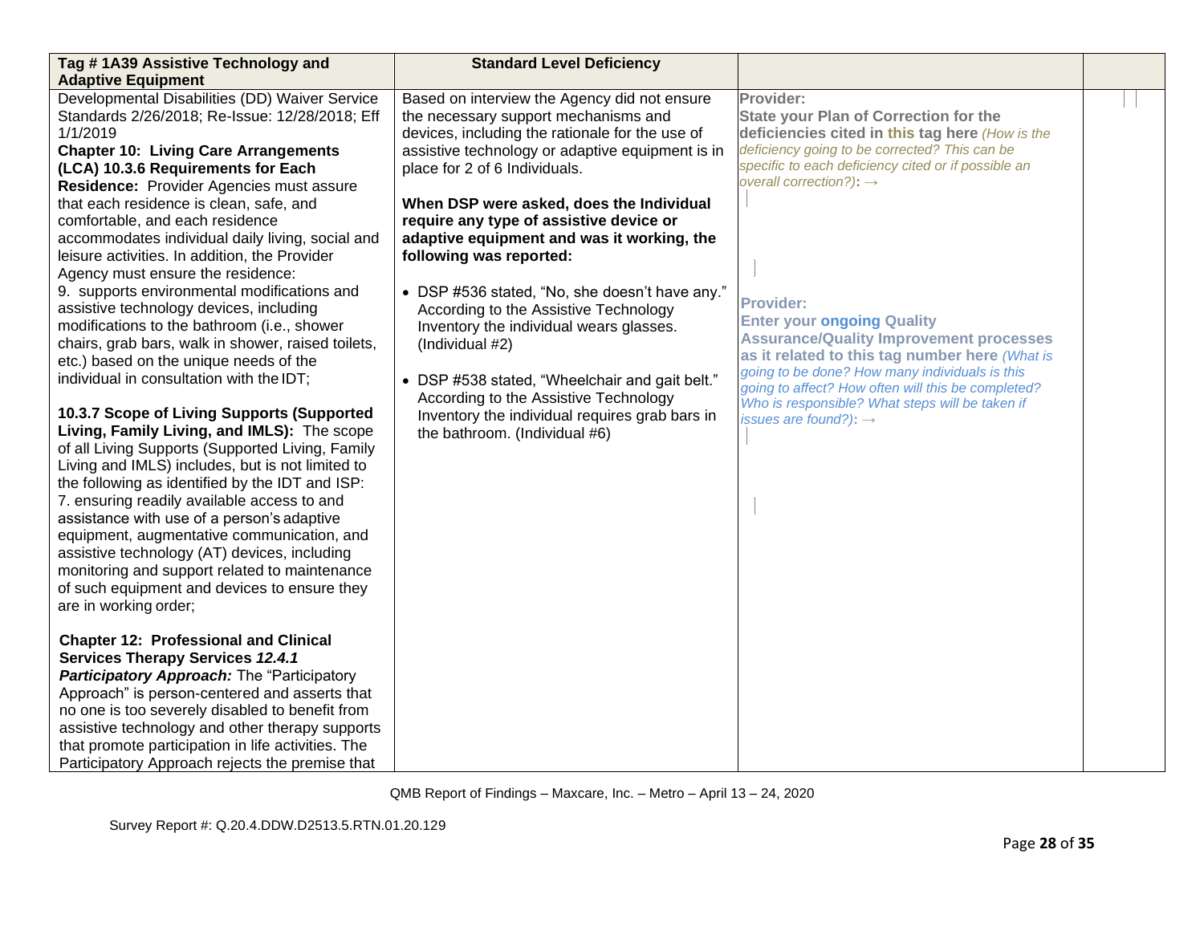| Tag # 1A39 Assistive Technology and Adaptive Equipment | Standard Level Deficiency | | |
|---|---|---|---|
| Developmental Disabilities (DD) Waiver Service Standards 2/26/2018; Re-Issue: 12/28/2018; Eff 1/1/2019<br>**Chapter 10: Living Care Arrangements (LCA) 10.3.6 Requirements for Each Residence:** Provider Agencies must assure that each residence is clean, safe, and comfortable, and each residence accommodates individual daily living, social and leisure activities. In addition, the Provider Agency must ensure the residence:<br>9. supports environmental modifications and assistive technology devices, including modifications to the bathroom (i.e., shower chairs, grab bars, walk in shower, raised toilets, etc.) based on the unique needs of the individual in consultation with the IDT;<br><br>**10.3.7 Scope of Living Supports (Supported Living, Family Living, and IMLS):** The scope of all Living Supports (Supported Living, Family Living and IMLS) includes, but is not limited to the following as identified by the IDT and ISP:<br>7. ensuring readily available access to and assistance with use of a person's adaptive equipment, augmentative communication, and assistive technology (AT) devices, including monitoring and support related to maintenance of such equipment and devices to ensure they are in working order;<br><br>**Chapter 12: Professional and Clinical Services Therapy Services *12.4.1 Participatory Approach:*** The "Participatory Approach" is person-centered and asserts that no one is too severely disabled to benefit from assistive technology and other therapy supports that promote participation in life activities. The Participatory Approach rejects the premise that | Based on interview the Agency did not ensure the necessary support mechanisms and devices, including the rationale for the use of assistive technology or adaptive equipment is in place for 2 of 6 Individuals.<br><br>**When DSP were asked, does the Individual require any type of assistive device or adaptive equipment and was it working, the following was reported:**<br><br>• DSP #536 stated, "No, she doesn't have any." According to the Assistive Technology Inventory the individual wears glasses. (Individual #2)<br><br>• DSP #538 stated, "Wheelchair and gait belt." According to the Assistive Technology Inventory the individual requires grab bars in the bathroom. (Individual #6) | **Provider:**<br>**State your Plan of Correction for the deficiencies cited in this tag here** *(How is the deficiency going to be corrected? This can be specific to each deficiency cited or if possible an overall correction?):* →<br><br>**Provider:**<br>**Enter your ongoing Quality Assurance/Quality Improvement processes as it related to this tag number here** *(What is going to be done? How many individuals is this going to affect? How often will this be completed? Who is responsible? What steps will be taken if issues are found?):* → | |

QMB Report of Findings – Maxcare, Inc. – Metro – April 13 – 24, 2020

Survey Report #: Q.20.4.DDW.D2513.5.RTN.01.20.129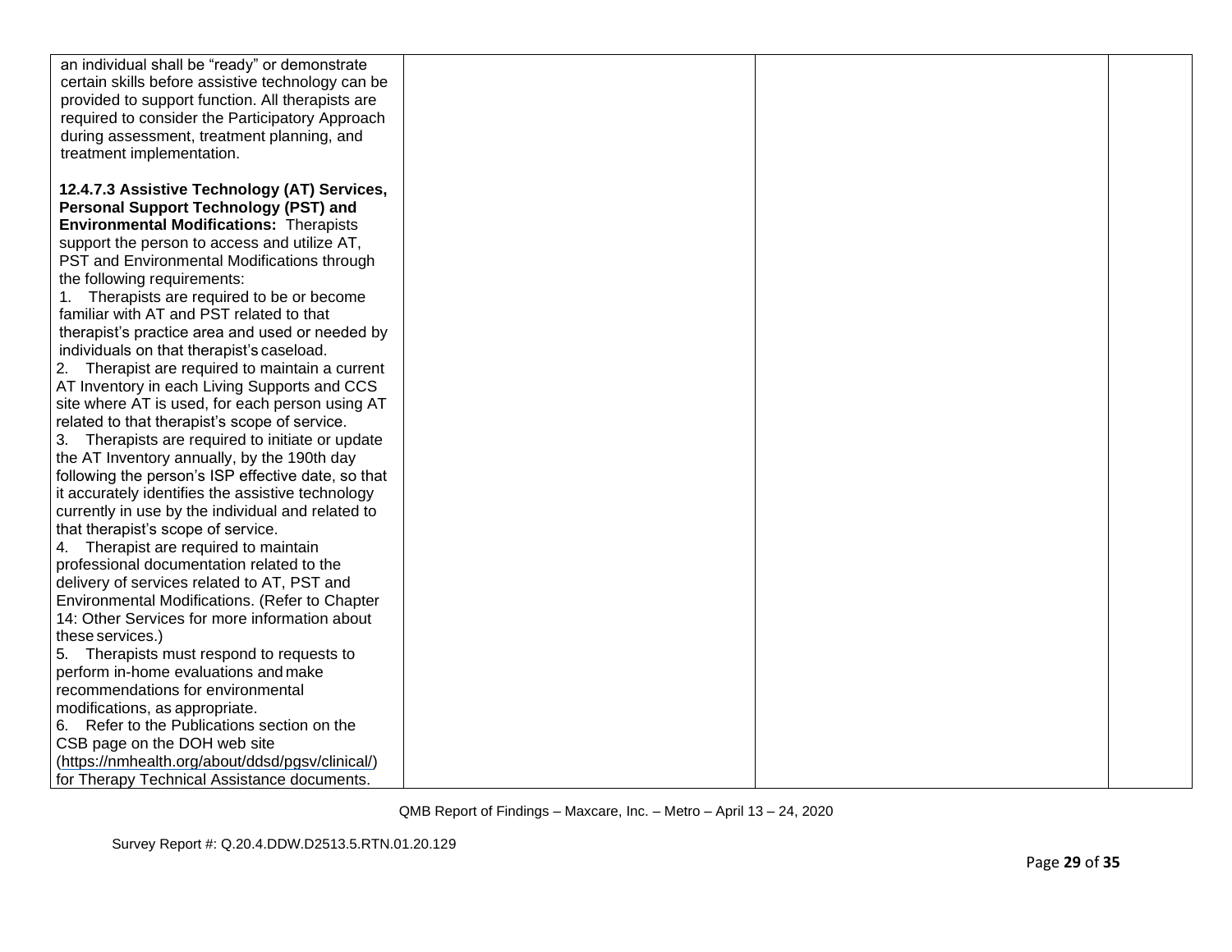| | | | |
|---|---|---|---|
| an individual shall be "ready" or demonstrate certain skills before assistive technology can be provided to support function. All therapists are required to consider the Participatory Approach during assessment, treatment planning, and treatment implementation.<br><br>**12.4.7.3 Assistive Technology (AT) Services, Personal Support Technology (PST) and Environmental Modifications:** Therapists support the person to access and utilize AT, PST and Environmental Modifications through the following requirements:<br>1. Therapists are required to be or become familiar with AT and PST related to that therapist's practice area and used or needed by individuals on that therapist's caseload.<br>2. Therapist are required to maintain a current AT Inventory in each Living Supports and CCS site where AT is used, for each person using AT related to that therapist's scope of service.<br>3. Therapists are required to initiate or update the AT Inventory annually, by the 190th day following the person's ISP effective date, so that it accurately identifies the assistive technology currently in use by the individual and related to that therapist's scope of service.<br>4. Therapist are required to maintain professional documentation related to the delivery of services related to AT, PST and Environmental Modifications. (Refer to Chapter 14: Other Services for more information about these services.)<br>5. Therapists must respond to requests to perform in-home evaluations and make recommendations for environmental modifications, as appropriate.<br>6. Refer to the Publications section on the CSB page on the DOH web site (https://nmhealth.org/about/ddsd/pgsv/clinical/) for Therapy Technical Assistance documents. | | | |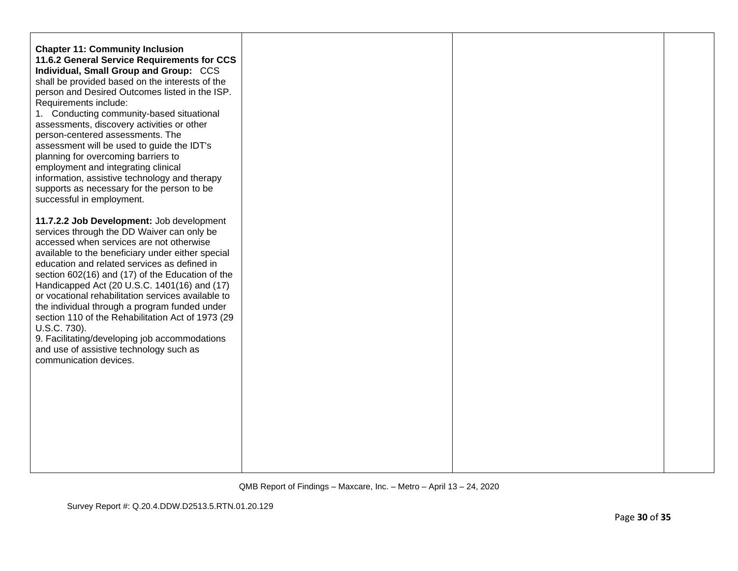| | | | |
|---|---|---|---|
| **Chapter 11: Community Inclusion**<br>**11.6.2 General Service Requirements for CCS Individual, Small Group and Group:** CCS shall be provided based on the interests of the person and Desired Outcomes listed in the ISP. Requirements include:<br>1. Conducting community-based situational assessments, discovery activities or other person-centered assessments. The assessment will be used to guide the IDT's planning for overcoming barriers to employment and integrating clinical information, assistive technology and therapy supports as necessary for the person to be successful in employment.<br><br>**11.7.2.2 Job Development:** Job development services through the DD Waiver can only be accessed when services are not otherwise available to the beneficiary under either special education and related services as defined in section 602(16) and (17) of the Education of the Handicapped Act (20 U.S.C. 1401(16) and (17) or vocational rehabilitation services available to the individual through a program funded under section 110 of the Rehabilitation Act of 1973 (29 U.S.C. 730).<br>9. Facilitating/developing job accommodations and use of assistive technology such as communication devices. | | | |

QMB Report of Findings – Maxcare, Inc. – Metro – April 13 – 24, 2020

Survey Report #: Q.20.4.DDW.D2513.5.RTN.01.20.129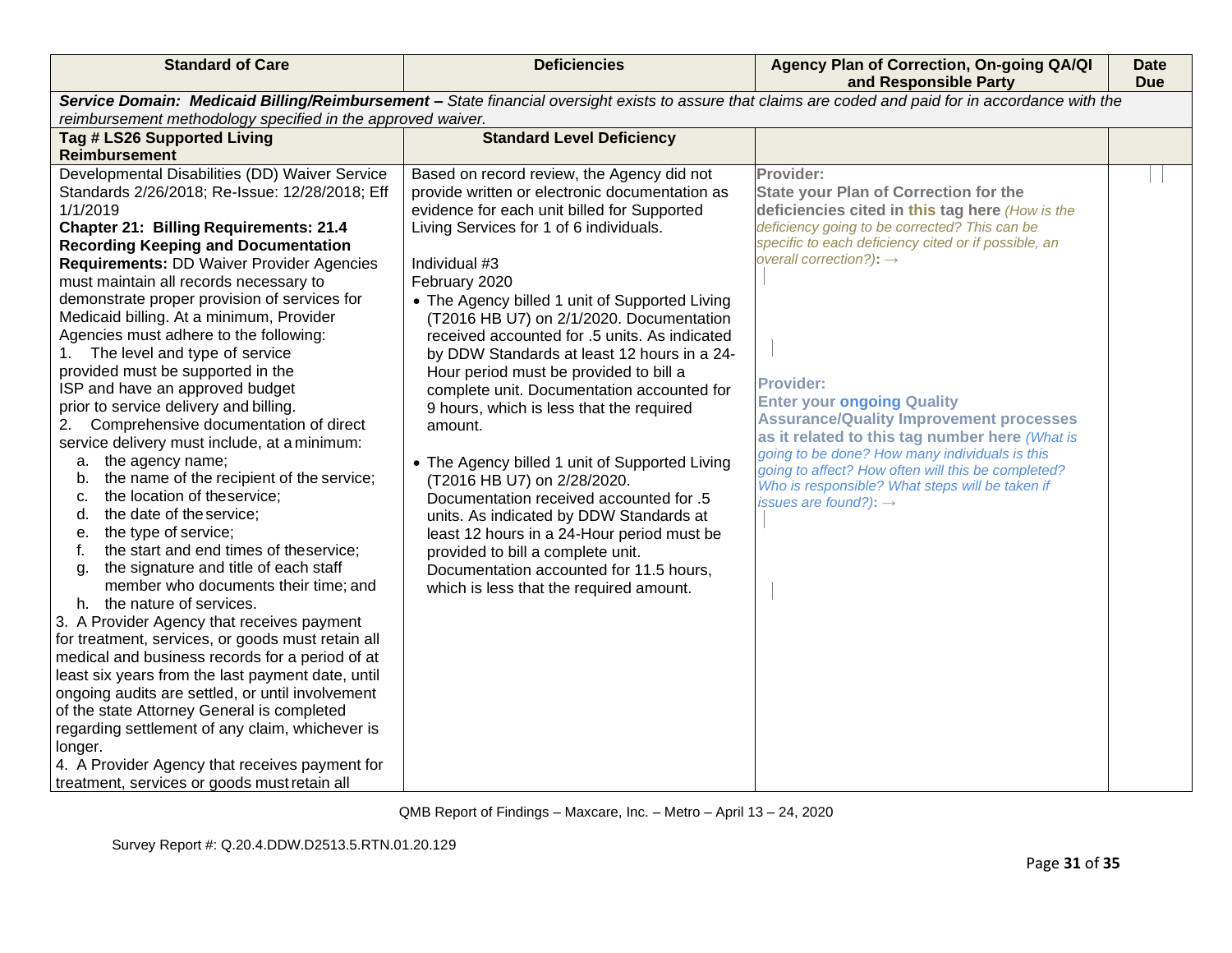| Standard of Care | Deficiencies | Agency Plan of Correction, On-going QA/QI and Responsible Party | Date Due |
|---|---|---|---|
| ***Service Domain: Medicaid Billing/Reimbursement –*** *State financial oversight exists to assure that claims are coded and paid for in accordance with the reimbursement methodology specified in the approved waiver.* | | | |
| **Tag # LS26 Supported Living Reimbursement** | **Standard Level Deficiency** | | |
| Developmental Disabilities (DD) Waiver Service Standards 2/26/2018; Re-Issue: 12/28/2018; Eff 1/1/2019<br>**Chapter 21: Billing Requirements: 21.4 Recording Keeping and Documentation Requirements:** DD Waiver Provider Agencies must maintain all records necessary to demonstrate proper provision of services for Medicaid billing. At a minimum, Provider Agencies must adhere to the following:<br>1. The level and type of service provided must be supported in the ISP and have an approved budget prior to service delivery and billing.<br>2. Comprehensive documentation of direct service delivery must include, at a minimum:<br>a. the agency name;<br>b. the name of the recipient of the service;<br>c. the location of the service;<br>d. the date of the service;<br>e. the type of service;<br>f. the start and end times of the service;<br>g. the signature and title of each staff member who documents their time; and<br>h. the nature of services.<br>3. A Provider Agency that receives payment for treatment, services, or goods must retain all medical and business records for a period of at least six years from the last payment date, until ongoing audits are settled, or until involvement of the state Attorney General is completed regarding settlement of any claim, whichever is longer.<br>4. A Provider Agency that receives payment for treatment, services or goods must retain all | Based on record review, the Agency did not provide written or electronic documentation as evidence for each unit billed for Supported Living Services for 1 of 6 individuals.<br><br>Individual #3<br>February 2020<br>• The Agency billed 1 unit of Supported Living (T2016 HB U7) on 2/1/2020. Documentation received accounted for .5 units. As indicated by DDW Standards at least 12 hours in a 24-Hour period must be provided to bill a complete unit. Documentation accounted for 9 hours, which is less that the required amount.<br><br>• The Agency billed 1 unit of Supported Living (T2016 HB U7) on 2/28/2020. Documentation received accounted for .5 units. As indicated by DDW Standards at least 12 hours in a 24-Hour period must be provided to bill a complete unit. Documentation accounted for 11.5 hours, which is less that the required amount. | **Provider:**<br>**State your Plan of Correction for the deficiencies cited in this tag here** *(How is the deficiency going to be corrected? This can be specific to each deficiency cited or if possible, an overall correction?)*: →<br><br>**Provider:**<br>**Enter your ongoing Quality Assurance/Quality Improvement processes as it related to this tag number here** *(What is going to be done? How many individuals is this going to affect? How often will this be completed? Who is responsible? What steps will be taken if issues are found?)*: → | |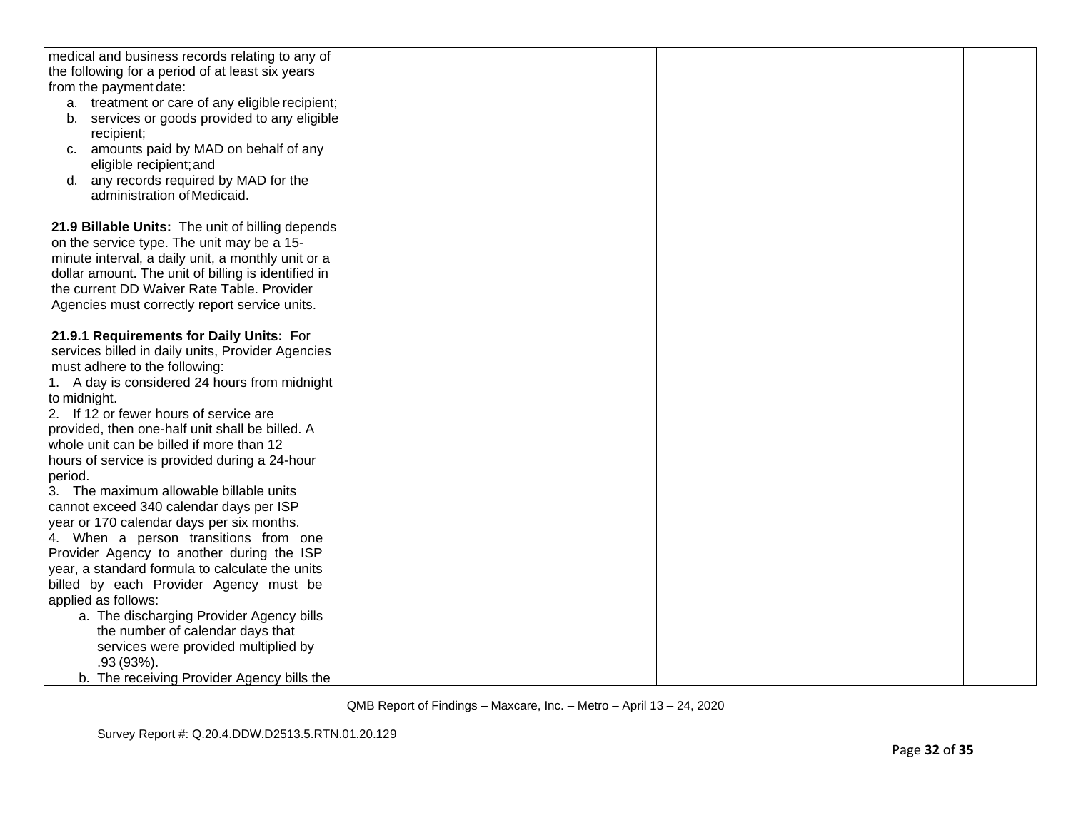| | | | |
|---|---|---|---|
| medical and business records relating to any of the following for a period of at least six years from the payment date:<br>a. treatment or care of any eligible recipient;<br>b. services or goods provided to any eligible recipient;<br>c. amounts paid by MAD on behalf of any eligible recipient; and<br>d. any records required by MAD for the administration of Medicaid.<br><br>**21.9 Billable Units:** The unit of billing depends on the service type. The unit may be a 15-minute interval, a daily unit, a monthly unit or a dollar amount. The unit of billing is identified in the current DD Waiver Rate Table. Provider Agencies must correctly report service units.<br><br>**21.9.1 Requirements for Daily Units:** For services billed in daily units, Provider Agencies must adhere to the following:<br>1. A day is considered 24 hours from midnight to midnight.<br>2. If 12 or fewer hours of service are provided, then one-half unit shall be billed. A whole unit can be billed if more than 12 hours of service is provided during a 24-hour period.<br>3. The maximum allowable billable units cannot exceed 340 calendar days per ISP year or 170 calendar days per six months.<br>4. When a person transitions from one Provider Agency to another during the ISP year, a standard formula to calculate the units billed by each Provider Agency must be applied as follows:<br>a. The discharging Provider Agency bills the number of calendar days that services were provided multiplied by .93 (93%).<br>b. The receiving Provider Agency bills the | | | |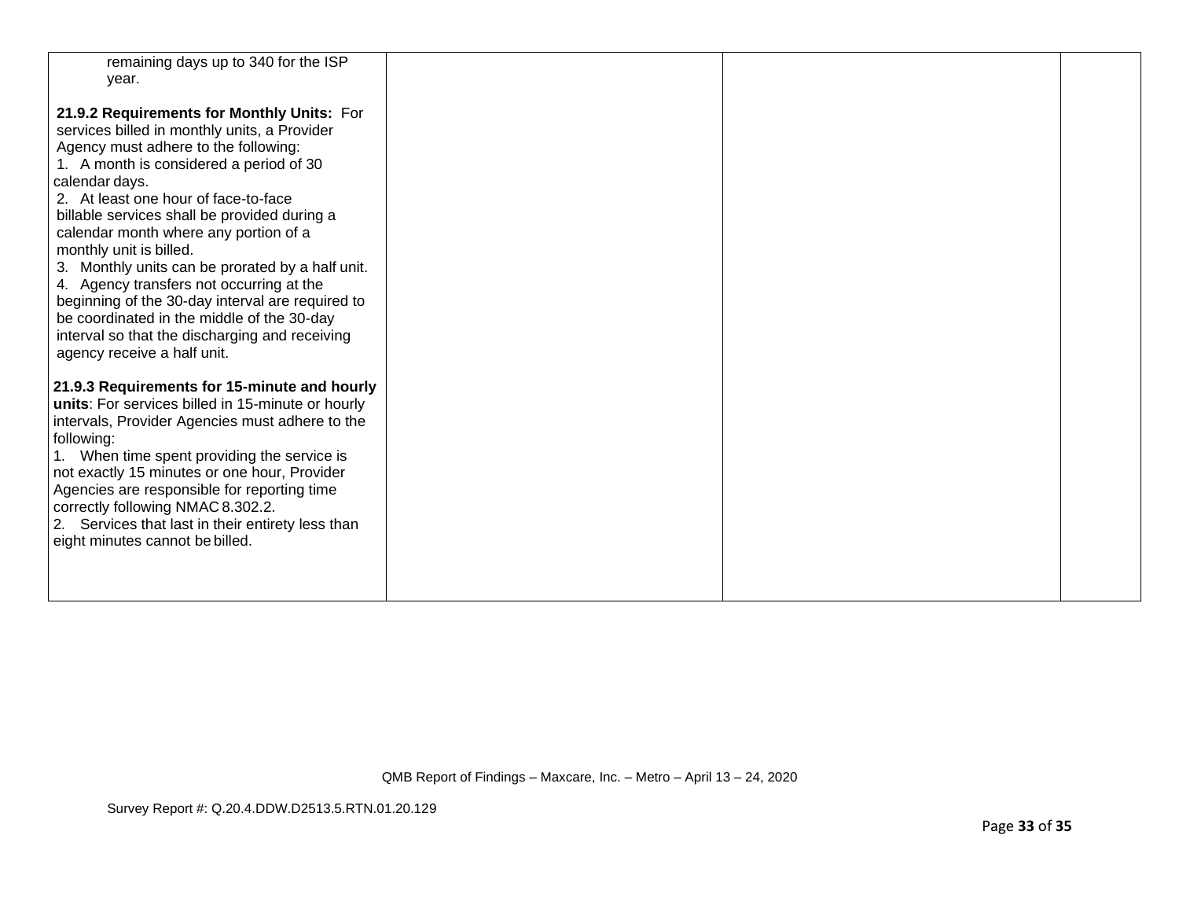| | | | |
|---|---|---|---|
| remaining days up to 340 for the ISP year.<br><br>**21.9.2 Requirements for Monthly Units:** For services billed in monthly units, a Provider Agency must adhere to the following:<br>1. A month is considered a period of 30 calendar days.<br>2. At least one hour of face-to-face billable services shall be provided during a calendar month where any portion of a monthly unit is billed.<br>3. Monthly units can be prorated by a half unit.<br>4. Agency transfers not occurring at the beginning of the 30-day interval are required to be coordinated in the middle of the 30-day interval so that the discharging and receiving agency receive a half unit.<br><br>**21.9.3 Requirements for 15-minute and hourly units**: For services billed in 15-minute or hourly intervals, Provider Agencies must adhere to the following:<br>1. When time spent providing the service is not exactly 15 minutes or one hour, Provider Agencies are responsible for reporting time correctly following NMAC 8.302.2.<br>2. Services that last in their entirety less than eight minutes cannot be billed. | | | |

QMB Report of Findings – Maxcare, Inc. – Metro – April 13 – 24, 2020

Survey Report #: Q.20.4.DDW.D2513.5.RTN.01.20.129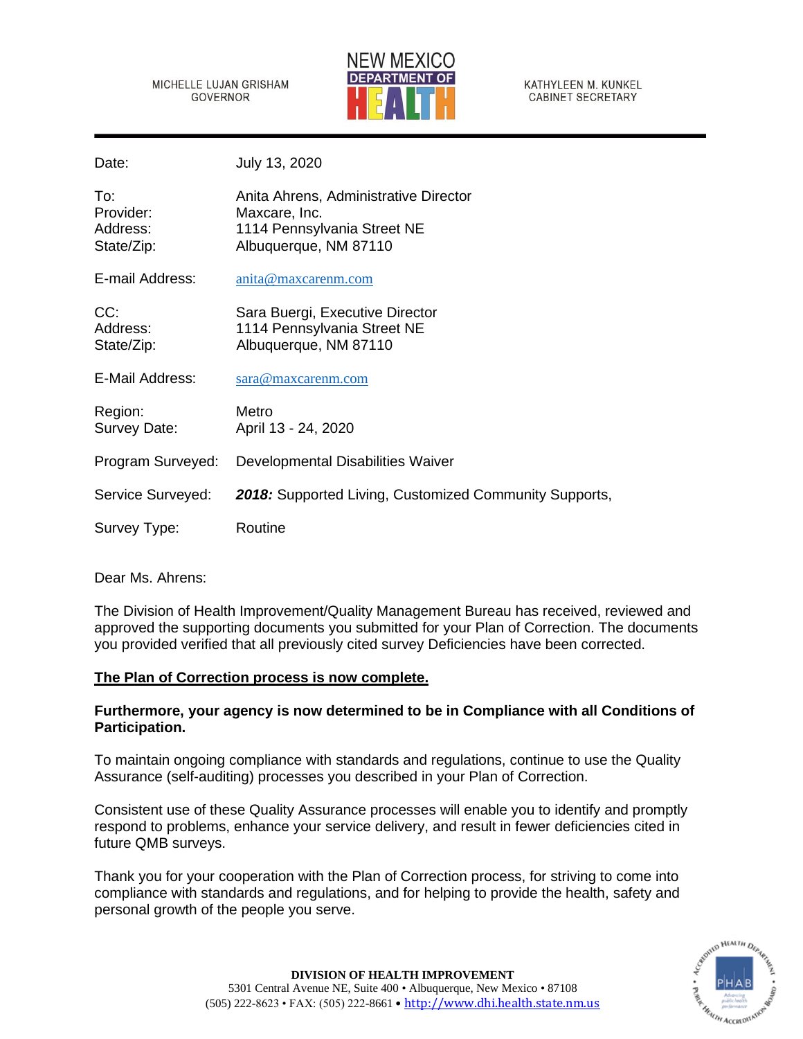MICHELLE LUJAN GRISHAM
GOVERNOR

NEW MEXICO
DEPARTMENT OF
HEALTH

KATHYLEEN M. KUNKEL
CABINET SECRETARY

| | |
|---|---|
| Date: | July 13, 2020 |
| To: | Anita Ahrens, Administrative Director |
| Provider: | Maxcare, Inc. |
| Address: | 1114 Pennsylvania Street NE |
| State/Zip: | Albuquerque, NM 87110 |
| E-mail Address: | anita@maxcarenm.com |
| CC: | Sara Buergi, Executive Director |
| Address: | 1114 Pennsylvania Street NE |
| State/Zip: | Albuquerque, NM 87110 |
| E-Mail Address: | sara@maxcarenm.com |
| Region: | Metro |
| Survey Date: | April 13 - 24, 2020 |
| Program Surveyed: | Developmental Disabilities Waiver |
| Service Surveyed: | ***2018:*** Supported Living, Customized Community Supports, |
| Survey Type: | Routine |

Dear Ms. Ahrens:

The Division of Health Improvement/Quality Management Bureau has received, reviewed and approved the supporting documents you submitted for your Plan of Correction. The documents you provided verified that all previously cited survey Deficiencies have been corrected.

**The Plan of Correction process is now complete.**

**Furthermore, your agency is now determined to be in Compliance with all Conditions of Participation.**

To maintain ongoing compliance with standards and regulations, continue to use the Quality Assurance (self-auditing) processes you described in your Plan of Correction.

Consistent use of these Quality Assurance processes will enable you to identify and promptly respond to problems, enhance your service delivery, and result in fewer deficiencies cited in future QMB surveys.

Thank you for your cooperation with the Plan of Correction process, for striving to come into compliance with standards and regulations, and for helping to provide the health, safety and personal growth of the people you serve.

**DIVISION OF HEALTH IMPROVEMENT**
5301 Central Avenue NE, Suite 400 • Albuquerque, New Mexico • 87108
(505) 222-8623 • FAX: (505) 222-8661 • http://www.dhi.health.state.nm.us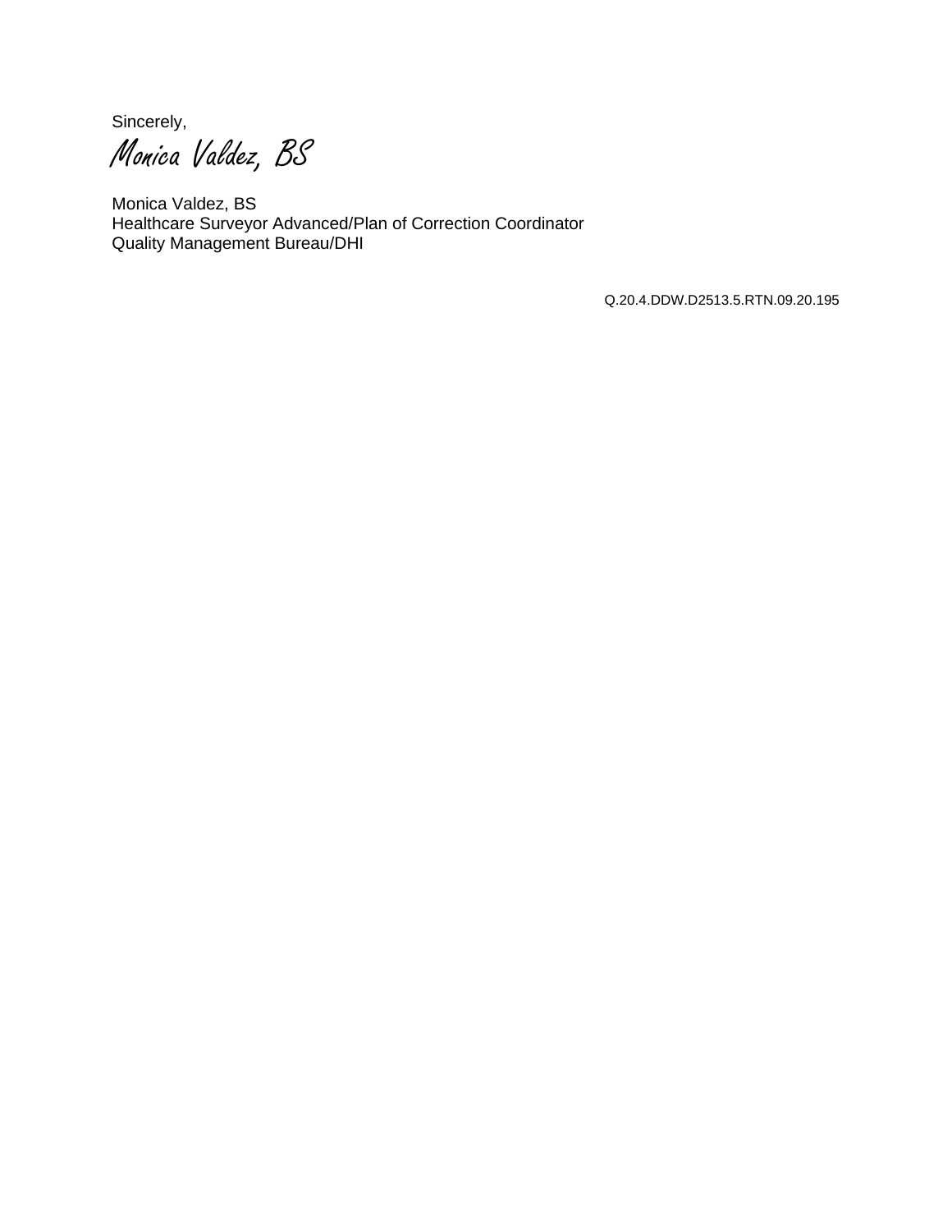Sincerely,

*Monica Valdez, BS*

Monica Valdez, BS
Healthcare Surveyor Advanced/Plan of Correction Coordinator
Quality Management Bureau/DHI

Q.20.4.DDW.D2513.5.RTN.09.20.195